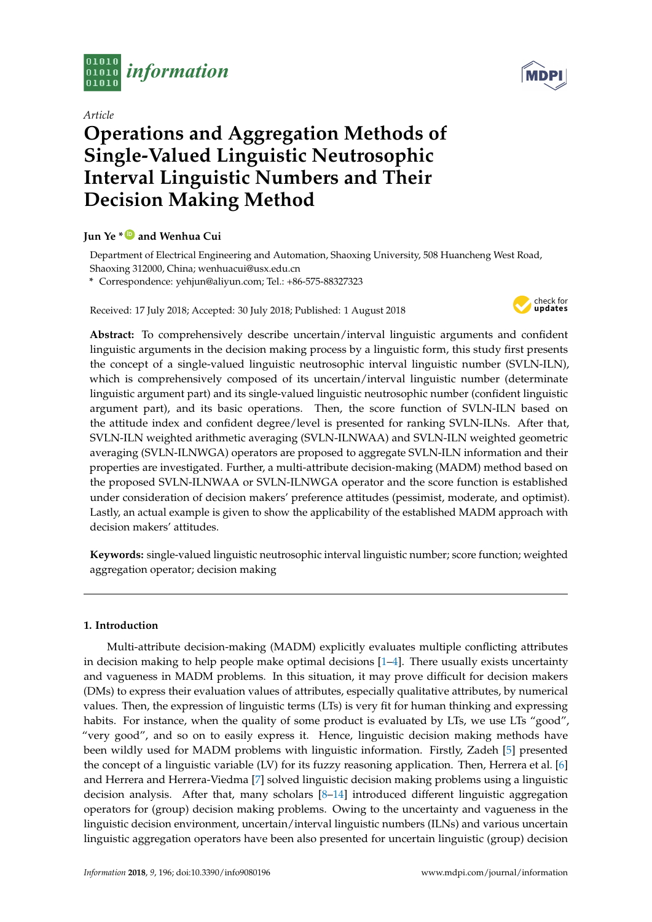*Article*

# Operations and Aggregation Methods of Single-Valued Linguistic Neutrosophic Interval Linguistic Numbers and Their Decision Making Method

**Jun Ye * and Wenhua Cui**

Department of Electrical Engineering and Automation, Shaoxing University, 508 Huancheng West Road, Shaoxing 312000, China; wenhuacui@usx.edu.cn

\* Correspondence: yehjun@aliyun.com; Tel.: +86-575-88327323

Received: 17 July 2018; Accepted: 30 July 2018; Published: 1 August 2018

**Abstract:** To comprehensively describe uncertain/interval linguistic arguments and confident linguistic arguments in the decision making process by a linguistic form, this study first presents the concept of a single-valued linguistic neutrosophic interval linguistic number (SVLN-ILN), which is comprehensively composed of its uncertain/interval linguistic number (determinate linguistic argument part) and its single-valued linguistic neutrosophic number (confident linguistic argument part), and its basic operations. Then, the score function of SVLN-ILN based on the attitude index and confident degree/level is presented for ranking SVLN-ILNs. After that, SVLN-ILN weighted arithmetic averaging (SVLN-ILNWAA) and SVLN-ILN weighted geometric averaging (SVLN-ILNWGA) operators are proposed to aggregate SVLN-ILN information and their properties are investigated. Further, a multi-attribute decision-making (MADM) method based on the proposed SVLN-ILNWAA or SVLN-ILNWGA operator and the score function is established under consideration of decision makers' preference attitudes (pessimist, moderate, and optimist). Lastly, an actual example is given to show the applicability of the established MADM approach with decision makers' attitudes.

**Keywords:** single-valued linguistic neutrosophic interval linguistic number; score function; weighted aggregation operator; decision making

## 1. Introduction

Multi-attribute decision-making (MADM) explicitly evaluates multiple conflicting attributes in decision making to help people make optimal decisions [1–4]. There usually exists uncertainty and vagueness in MADM problems. In this situation, it may prove difficult for decision makers (DMs) to express their evaluation values of attributes, especially qualitative attributes, by numerical values. Then, the expression of linguistic terms (LTs) is very fit for human thinking and expressing habits. For instance, when the quality of some product is evaluated by LTs, we use LTs "good", "very good", and so on to easily express it. Hence, linguistic decision making methods have been wildly used for MADM problems with linguistic information. Firstly, Zadeh [5] presented the concept of a linguistic variable (LV) for its fuzzy reasoning application. Then, Herrera et al. [6] and Herrera and Herrera-Viedma [7] solved linguistic decision making problems using a linguistic decision analysis. After that, many scholars [8–14] introduced different linguistic aggregation operators for (group) decision making problems. Owing to the uncertainty and vagueness in the linguistic decision environment, uncertain/interval linguistic numbers (ILNs) and various uncertain linguistic aggregation operators have been also presented for uncertain linguistic (group) decision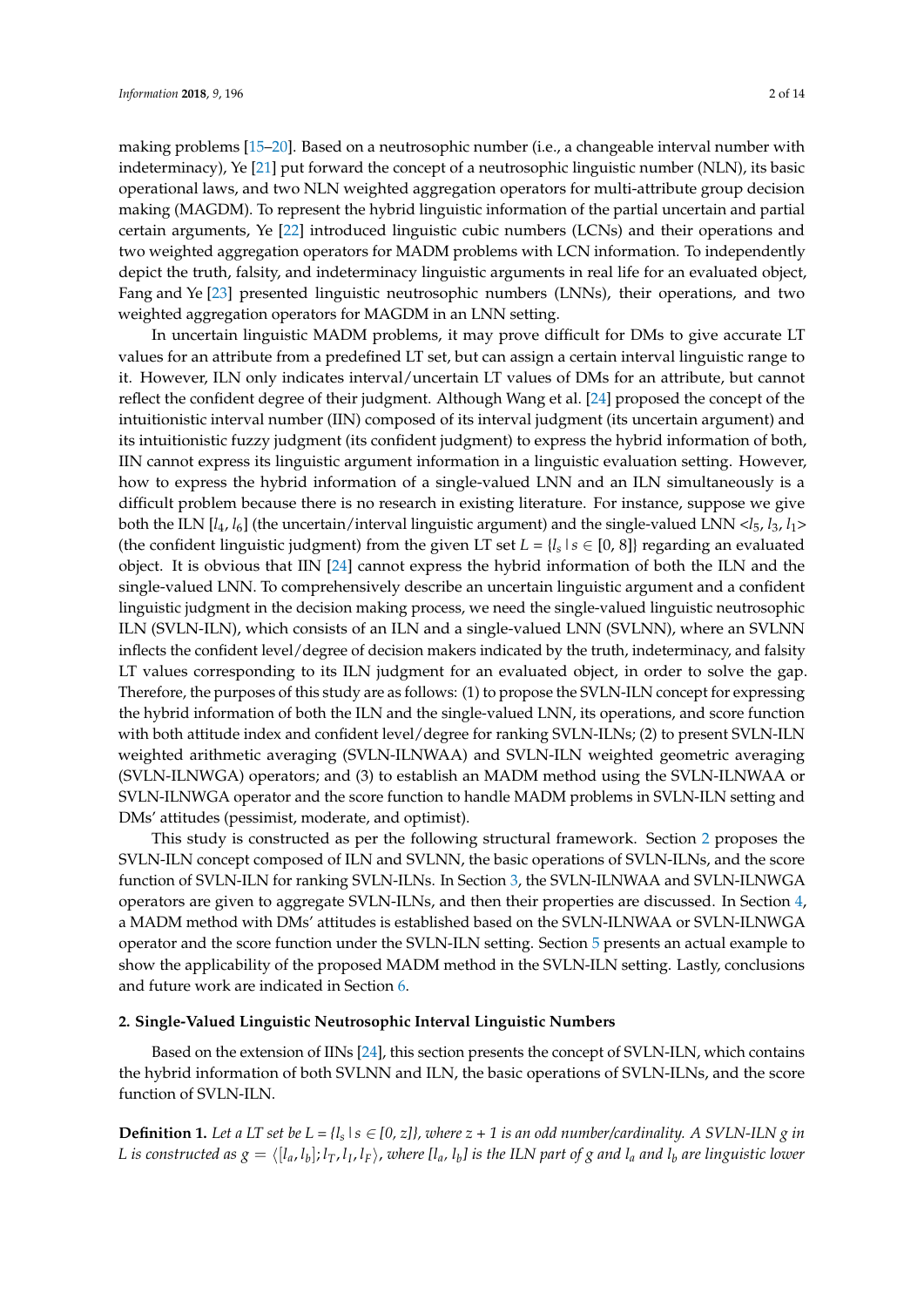making problems [15–20]. Based on a neutrosophic number (i.e., a changeable interval number with indeterminacy), Ye [21] put forward the concept of a neutrosophic linguistic number (NLN), its basic operational laws, and two NLN weighted aggregation operators for multi-attribute group decision making (MAGDM). To represent the hybrid linguistic information of the partial uncertain and partial certain arguments, Ye [22] introduced linguistic cubic numbers (LCNs) and their operations and two weighted aggregation operators for MADM problems with LCN information. To independently depict the truth, falsity, and indeterminacy linguistic arguments in real life for an evaluated object, Fang and Ye [23] presented linguistic neutrosophic numbers (LNNs), their operations, and two weighted aggregation operators for MAGDM in an LNN setting.

In uncertain linguistic MADM problems, it may prove difficult for DMs to give accurate LT values for an attribute from a predefined LT set, but can assign a certain interval linguistic range to it. However, ILN only indicates interval/uncertain LT values of DMs for an attribute, but cannot reflect the confident degree of their judgment. Although Wang et al. [24] proposed the concept of the intuitionistic interval number (IIN) composed of its interval judgment (its uncertain argument) and its intuitionistic fuzzy judgment (its confident judgment) to express the hybrid information of both, IIN cannot express its linguistic argument information in a linguistic evaluation setting. However, how to express the hybrid information of a single-valued LNN and an ILN simultaneously is a difficult problem because there is no research in existing literature. For instance, suppose we give both the ILN $[l_4, l_6]$ (the uncertain/interval linguistic argument) and the single-valued LNN $<l_5, l_3, l_1>$ (the confident linguistic judgment) from the given LT set $L = \{l_s \mid s \in [0, 8]\}$ regarding an evaluated object. It is obvious that IIN [24] cannot express the hybrid information of both the ILN and the single-valued LNN. To comprehensively describe an uncertain linguistic argument and a confident linguistic judgment in the decision making process, we need the single-valued linguistic neutrosophic ILN (SVLN-ILN), which consists of an ILN and a single-valued LNN (SVLNN), where an SVLNN inflects the confident level/degree of decision makers indicated by the truth, indeterminacy, and falsity LT values corresponding to its ILN judgment for an evaluated object, in order to solve the gap. Therefore, the purposes of this study are as follows: (1) to propose the SVLN-ILN concept for expressing the hybrid information of both the ILN and the single-valued LNN, its operations, and score function with both attitude index and confident level/degree for ranking SVLN-ILNs; (2) to present SVLN-ILN weighted arithmetic averaging (SVLN-ILNWAA) and SVLN-ILN weighted geometric averaging (SVLN-ILNWGA) operators; and (3) to establish an MADM method using the SVLN-ILNWAA or SVLN-ILNWGA operator and the score function to handle MADM problems in SVLN-ILN setting and DMs' attitudes (pessimist, moderate, and optimist).

This study is constructed as per the following structural framework. Section 2 proposes the SVLN-ILN concept composed of ILN and SVLNN, the basic operations of SVLN-ILNs, and the score function of SVLN-ILN for ranking SVLN-ILNs. In Section 3, the SVLN-ILNWAA and SVLN-ILNWGA operators are given to aggregate SVLN-ILNs, and then their properties are discussed. In Section 4, a MADM method with DMs' attitudes is established based on the SVLN-ILNWAA or SVLN-ILNWGA operator and the score function under the SVLN-ILN setting. Section 5 presents an actual example to show the applicability of the proposed MADM method in the SVLN-ILN setting. Lastly, conclusions and future work are indicated in Section 6.

## 2. Single-Valued Linguistic Neutrosophic Interval Linguistic Numbers

Based on the extension of IINs [24], this section presents the concept of SVLN-ILN, which contains the hybrid information of both SVLNN and ILN, the basic operations of SVLN-ILNs, and the score function of SVLN-ILN.

**Definition 1.** *Let a LT set be $L = \{l_s \mid s \in [0, z]\}$, where z + 1 is an odd number/cardinality. A SVLN-ILN g in L is constructed as $g = \langle [l_a, l_b]; l_T, l_I, l_F \rangle$, where $[l_a, l_b]$ is the ILN part of g and $l_a$ and $l_b$ are linguistic lower*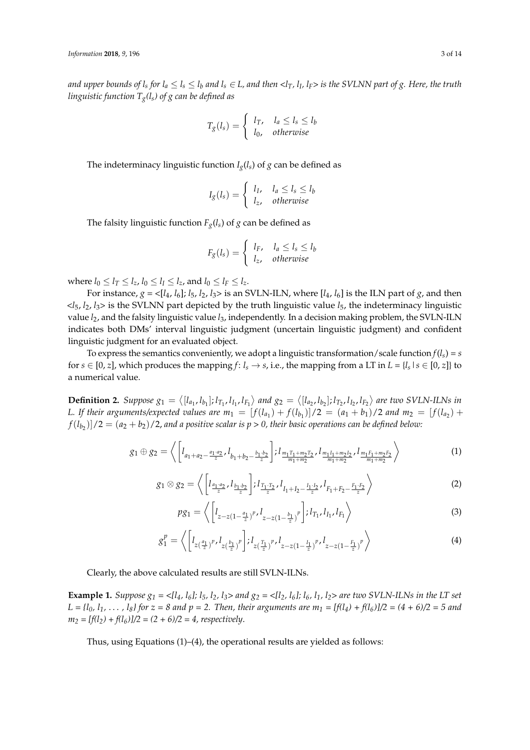*and upper bounds of $l_s$ for $l_a \le l_s \le l_b$ and $l_s \in L$, and then <$l_T$, $l_I$, $l_F$> is the SVLNN part of g. Here, the truth linguistic function $T_g(l_s)$ of g can be defined as*

$$T_g(l_s) = \begin{cases} l_T, & l_a \le l_s \le l_b \\ l_0, & otherwise \end{cases}$$

The indeterminacy linguistic function $I_g(l_s)$ of $g$ can be defined as

$$I_g(l_s) = \begin{cases} l_I, & l_a \le l_s \le l_b \\ l_z, & otherwise \end{cases}$$

The falsity linguistic function $F_g(l_s)$ of $g$ can be defined as

$$F_g(l_s) = \begin{cases} l_F, & l_a \le l_s \le l_b \\ l_z, & otherwise \end{cases}$$

where $l_0 \le l_T \le l_z$, $l_0 \le l_I \le l_z$, and $l_0 \le l_F \le l_z$.

For instance, $g$ = <[$l_4$, $l_6$]; $l_5$, $l_2$, $l_3$> is an SVLN-ILN, where [$l_4$, $l_6$] is the ILN part of $g$, and then <$l_5$, $l_2$, $l_3$> is the SVLNN part depicted by the truth linguistic value $l_5$, the indeterminacy linguistic value $l_2$, and the falsity linguistic value $l_3$, independently. In a decision making problem, the SVLN-ILN indicates both DMs' interval linguistic judgment (uncertain linguistic judgment) and confident linguistic judgment for an evaluated object.

To express the semantics conveniently, we adopt a linguistic transformation/scale function $f(l_s) = s$ for $s \in [0, z]$, which produces the mapping $f$: $l_s \to s$, i.e., the mapping from a LT in $L = \{l_s \mid s \in [0, z]\}$ to a numerical value.

**Definition 2.** *Suppose $g_1 = \langle [l_{a_1}, l_{b_1}]; l_{T_1}, l_{I_1}, l_{F_1} \rangle$ and $g_2 = \langle [l_{a_2}, l_{b_2}]; l_{T_2}, l_{I_2}, l_{F_2} \rangle$ are two SVLN-ILNs in L. If their arguments/expected values are $m_1 = [f(l_{a_1}) + f(l_{b_1})]/2 = (a_1 + b_1)/2$ and $m_2 = [f(l_{a_2}) + f(l_{b_2})]/2 = (a_2 + b_2)/2$, and a positive scalar is p > 0, their basic operations can be defined below:*

$$g_1 \oplus g_2 = \left\langle \left[ l_{a_1 + a_2 - \frac{a_1 \cdot a_2}{z}}, l_{b_1 + b_2 - \frac{b_1 \cdot b_2}{z}} \right]; l_{\frac{m_1 T_1 + m_2 T_2}{m_1 + m_2}}, l_{\frac{m_1 I_1 + m_2 I_2}{m_1 + m_2}}, l_{\frac{m_1 F_1 + m_2 F_2}{m_1 + m_2}} \right\rangle \quad (1)$$

$$g_1 \otimes g_2 = \left\langle \left[ l_{\frac{a_1 \cdot a_2}{z}}, l_{\frac{b_1 \cdot b_2}{z}} \right]; l_{\frac{T_1 \cdot T_2}{z}}, l_{I_1 + I_2 - \frac{I_1 \cdot I_2}{z}}, l_{F_1 + F_2 - \frac{F_1 \cdot F_2}{z}} \right\rangle \quad (2)$$

$$p g_1 = \left\langle \left[ l_{z - z(1 - \frac{a_1}{z})^p}, l_{z - z(1 - \frac{b_1}{z})^p} \right]; l_{T_1}, l_{I_1}, l_{F_1} \right\rangle \quad (3)$$

$$g_1^p = \left\langle \left[ l_{z(\frac{a_1}{z})^p}, l_{z(\frac{b_1}{z})^p} \right]; l_{z(\frac{T_1}{z})^p}, l_{z - z(1 - \frac{I_1}{z})^p}, l_{z - z(1 - \frac{F_1}{z})^p} \right\rangle \quad (4)$$

Clearly, the above calculated results are still SVLN-ILNs.

**Example 1.** *Suppose $g_1$ = <[$l_4$, $l_6$]; $l_5$, $l_2$, $l_3$> and $g_2$ = <[$l_2$, $l_6$]; $l_6$, $l_1$, $l_2$> are two SVLN-ILNs in the LT set $L = \{l_0, l_1, \ldots, l_8\}$ for z = 8 and p = 2. Then, their arguments are $m_1 = [f(l_4) + f(l_6)]/2 = (4 + 6)/2 = 5$ and $m_2 = [f(l_2) + f(l_6)]/2 = (2 + 6)/2 = 4$, respectively.*

Thus, using Equations (1)–(4), the operational results are yielded as follows: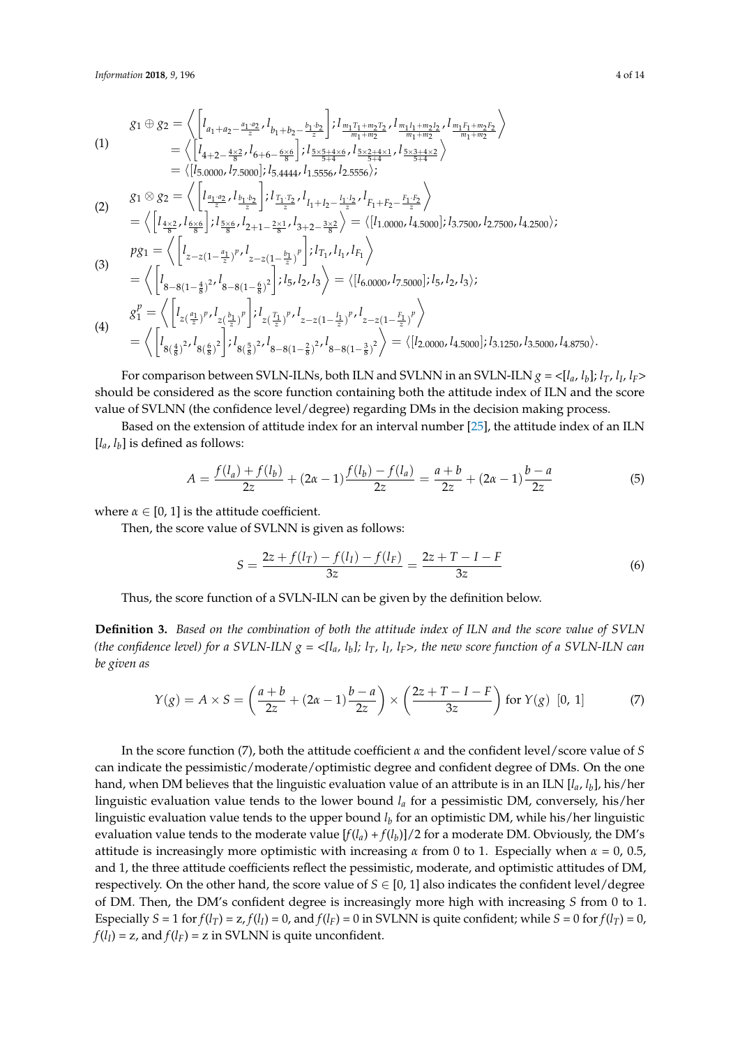(1)
$$
\begin{aligned}
g_1 \oplus g_2 &= \left\langle \left[ l_{a_1+a_2-\frac{a_1 \cdot a_2}{z}}, l_{b_1+b_2-\frac{b_1 \cdot b_2}{z}} \right]; l_{\frac{m_1 T_1 + m_2 T_2}{m_1+m_2}}, l_{\frac{m_1 I_1 + m_2 I_2}{m_1+m_2}}, l_{\frac{m_1 F_1 + m_2 F_2}{m_1+m_2}} \right\rangle \\
&= \left\langle \left[ l_{4+2-\frac{4\times 2}{8}}, l_{6+6-\frac{6\times 6}{8}} \right]; l_{\frac{5\times 5+4\times 6}{5+4}}, l_{\frac{5\times 2+4\times 1}{5+4}}, l_{\frac{5\times 3+4\times 2}{5+4}} \right\rangle \\
&= \langle [l_{5.0000}, l_{7.5000}]; l_{5.4444}, l_{1.5556}, l_{2.5556} \rangle;
\end{aligned}
$$

(2)
$$
\begin{aligned}
g_1 \otimes g_2 &= \left\langle \left[ l_{\frac{a_1 \cdot a_2}{z}}, l_{\frac{b_1 \cdot b_2}{z}} \right]; l_{\frac{T_1 \cdot T_2}{z}}, l_{I_1+I_2-\frac{I_1 \cdot I_2}{z}}, l_{F_1+F_2-\frac{F_1 \cdot F_2}{z}} \right\rangle \\
&= \left\langle \left[ l_{\frac{4\times 2}{8}}, l_{\frac{6\times 6}{8}} \right]; l_{\frac{5\times 6}{8}}, l_{2+1-\frac{2\times 1}{8}}, l_{3+2-\frac{3\times 2}{8}} \right\rangle = \langle [l_{1.0000}, l_{4.5000}]; l_{3.7500}, l_{2.7500}, l_{4.2500} \rangle;
\end{aligned}
$$

(3)
$$
\begin{aligned}
p g_1 &= \left\langle \left[ l_{z-z(1-\frac{a_1}{z})^p}, l_{z-z(1-\frac{b_1}{z})^p} \right]; l_{T_1}, l_{I_1}, l_{F_1} \right\rangle \\
&= \left\langle \left[ l_{8-8(1-\frac{4}{8})^2}, l_{8-8(1-\frac{6}{8})^2} \right]; l_5, l_2, l_3 \right\rangle = \langle [l_{6.0000}, l_{7.5000}]; l_5, l_2, l_3 \rangle;
\end{aligned}
$$

(4)
$$
\begin{aligned}
g_1^p &= \left\langle \left[ l_{z(\frac{a_1}{z})^p}, l_{z(\frac{b_1}{z})^p} \right]; l_{z(\frac{T_1}{z})^p}, l_{z-z(1-\frac{I_1}{z})^p}, l_{z-z(1-\frac{F_1}{z})^p} \right\rangle \\
&= \left\langle \left[ l_{8(\frac{4}{8})^2}, l_{8(\frac{6}{8})^2} \right]; l_{8(\frac{5}{8})^2}, l_{8-8(1-\frac{2}{8})^2}, l_{8-8(1-\frac{3}{8})^2} \right\rangle = \langle [l_{2.0000}, l_{4.5000}]; l_{3.1250}, l_{3.5000}, l_{4.8750} \rangle.
\end{aligned}
$$

For comparison between SVLN-ILNs, both ILN and SVLNN in an SVLN-ILN $g$ = <$[l_a, l_b]$; $l_T$, $l_I$, $l_F$> should be considered as the score function containing both the attitude index of ILN and the score value of SVLNN (the confidence level/degree) regarding DMs in the decision making process.

Based on the extension of attitude index for an interval number [25], the attitude index of an ILN $[l_a, l_b]$ is defined as follows:

$$
A = \frac{f(l_a) + f(l_b)}{2z} + (2\alpha - 1)\frac{f(l_b) - f(l_a)}{2z} = \frac{a+b}{2z} + (2\alpha - 1)\frac{b-a}{2z} \tag{5}
$$

where $\alpha \in [0, 1]$ is the attitude coefficient.

Then, the score value of SVLNN is given as follows:

$$
S = \frac{2z + f(l_T) - f(l_I) - f(l_F)}{3z} = \frac{2z + T - I - F}{3z} \tag{6}
$$

Thus, the score function of a SVLN-ILN can be given by the definition below.

**Definition 3.** *Based on the combination of both the attitude index of ILN and the score value of SVLN (the confidence level) for a SVLN-ILN $g$ = <$[l_a, l_b]$; $l_T$, $l_I$, $l_F$>, the new score function of a SVLN-ILN can be given as*

$$
Y(g) = A \times S = \left( \frac{a+b}{2z} + (2\alpha - 1)\frac{b-a}{2z} \right) \times \left( \frac{2z + T - I - F}{3z} \right) \text{ for } Y(g) \ \ [0,\ 1] \tag{7}
$$

In the score function (7), both the attitude coefficient $\alpha$ and the confident level/score value of $S$ can indicate the pessimistic/moderate/optimistic degree and confident degree of DMs. On the one hand, when DM believes that the linguistic evaluation value of an attribute is in an ILN $[l_a, l_b]$, his/her linguistic evaluation value tends to the lower bound $l_a$ for a pessimistic DM, conversely, his/her linguistic evaluation value tends to the upper bound $l_b$ for an optimistic DM, while his/her linguistic evaluation value tends to the moderate value $[f(l_a) + f(l_b)]/2$ for a moderate DM. Obviously, the DM's attitude is increasingly more optimistic with increasing $\alpha$ from 0 to 1. Especially when $\alpha$ = 0, 0.5, and 1, the three attitude coefficients reflect the pessimistic, moderate, and optimistic attitudes of DM, respectively. On the other hand, the score value of $S \in [0, 1]$ also indicates the confident level/degree of DM. Then, the DM's confident degree is increasingly more high with increasing $S$ from 0 to 1. Especially $S = 1$ for $f(l_T) = z$, $f(l_I) = 0$, and $f(l_F) = 0$ in SVLNN is quite confident; while $S = 0$ for $f(l_T) = 0$, $f(l_I) = z$, and $f(l_F) = z$ in SVLNN is quite unconfident.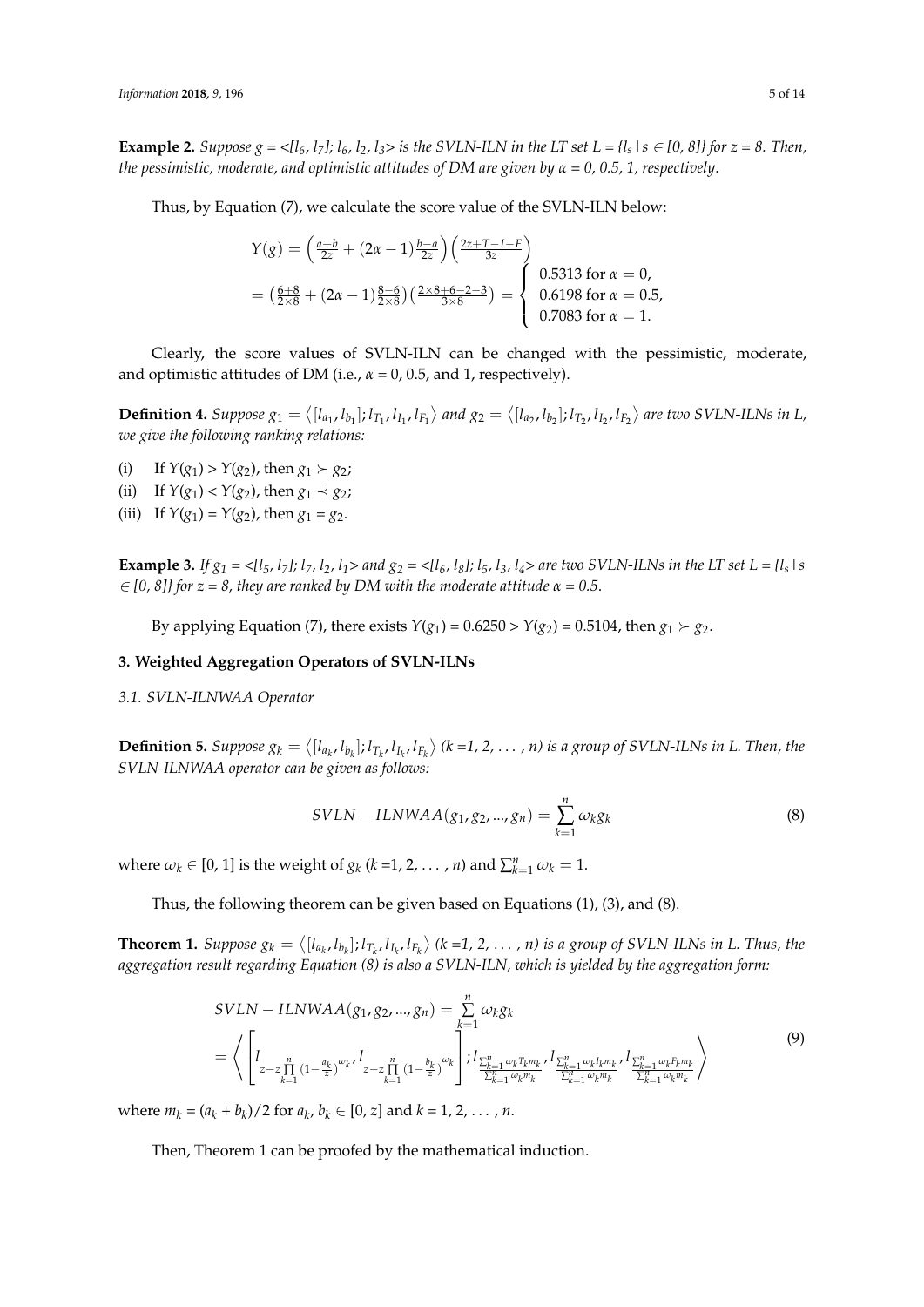**Example 2.** *Suppose g = <[$l_6$, $l_7$]; $l_6$, $l_2$, $l_3$> is the SVLN-ILN in the LT set L = {$l_s$ | s ∈ [0, 8]} for z = 8. Then, the pessimistic, moderate, and optimistic attitudes of DM are given by α = 0, 0.5, 1, respectively.*

Thus, by Equation (7), we calculate the score value of the SVLN-ILN below:

$$
\begin{aligned}
Y(g) &= \left(\frac{a+b}{2z} + (2\alpha - 1)\frac{b-a}{2z}\right)\left(\frac{2z+T-I-F}{3z}\right) \\
&= \left(\frac{6+8}{2\times 8} + (2\alpha - 1)\frac{8-6}{2\times 8}\right)\left(\frac{2\times 8+6-2-3}{3\times 8}\right) = \begin{cases} 0.5313 \text{ for } \alpha = 0, \\ 0.6198 \text{ for } \alpha = 0.5, \\ 0.7083 \text{ for } \alpha = 1. \end{cases}
\end{aligned}
$$

Clearly, the score values of SVLN-ILN can be changed with the pessimistic, moderate, and optimistic attitudes of DM (i.e., α = 0, 0.5, and 1, respectively).

**Definition 4.** *Suppose $g_1 = \langle [l_{a_1}, l_{b_1}]; l_{T_1}, l_{I_1}, l_{F_1} \rangle$ and $g_2 = \langle [l_{a_2}, l_{b_2}]; l_{T_2}, l_{I_2}, l_{F_2} \rangle$ are two SVLN-ILNs in L, we give the following ranking relations:*

(i) If $Y(g_1) > Y(g_2)$, then $g_1 \succ g_2$;
(ii) If $Y(g_1) < Y(g_2)$, then $g_1 \prec g_2$;
(iii) If $Y(g_1) = Y(g_2)$, then $g_1 = g_2$.

**Example 3.** *If $g_1$ = <[$l_5$, $l_7$]; $l_7$, $l_2$, $l_1$> and $g_2$ = <[$l_6$, $l_8$]; $l_5$, $l_3$, $l_4$> are two SVLN-ILNs in the LT set L = {$l_s$ | s ∈ [0, 8]} for z = 8, they are ranked by DM with the moderate attitude α = 0.5.*

By applying Equation (7), there exists $Y(g_1) = 0.6250 > Y(g_2) = 0.5104$, then $g_1 \succ g_2$.

## 3. Weighted Aggregation Operators of SVLN-ILNs

### 3.1. SVLN-ILNWAA Operator

**Definition 5.** *Suppose $g_k = \langle [l_{a_k}, l_{b_k}]; l_{T_k}, l_{I_k}, l_{F_k} \rangle$ (k =1, 2, ..., n) is a group of SVLN-ILNs in L. Then, the SVLN-ILNWAA operator can be given as follows:*

$$
SVLN-ILNWAA(g_1, g_2, \ldots, g_n) = \sum_{k=1}^{n} \omega_k g_k \tag{8}
$$

where $\omega_k \in [0, 1]$ is the weight of $g_k$ (k =1, 2, ..., n) and $\sum_{k=1}^{n} \omega_k = 1$.

Thus, the following theorem can be given based on Equations (1), (3), and (8).

**Theorem 1.** *Suppose $g_k = \langle [l_{a_k}, l_{b_k}]; l_{T_k}, l_{I_k}, l_{F_k} \rangle$ (k =1, 2, ..., n) is a group of SVLN-ILNs in L. Thus, the aggregation result regarding Equation (8) is also a SVLN-ILN, which is yielded by the aggregation form:*

$$
\begin{aligned}
& SVLN-ILNWAA(g_1, g_2, \ldots, g_n) = \sum_{k=1}^{n} \omega_k g_k \\
&= \left\langle \left[ l_{z - z\prod_{k=1}^{n}\left(1-\frac{a_k}{z}\right)^{\omega_k}}, l_{z - z\prod_{k=1}^{n}\left(1-\frac{b_k}{z}\right)^{\omega_k}} \right]; l_{\frac{\sum_{k=1}^{n}\omega_k T_k m_k}{\sum_{k=1}^{n}\omega_k m_k}}, l_{\frac{\sum_{k=1}^{n}\omega_k I_k m_k}{\sum_{k=1}^{n}\omega_k m_k}}, l_{\frac{\sum_{k=1}^{n}\omega_k F_k m_k}{\sum_{k=1}^{n}\omega_k m_k}} \right\rangle
\end{aligned} \tag{9}
$$

where $m_k = (a_k + b_k)/2$ for $a_k, b_k \in [0, z]$ and k = 1, 2, ..., n.

Then, Theorem 1 can be proofed by the mathematical induction.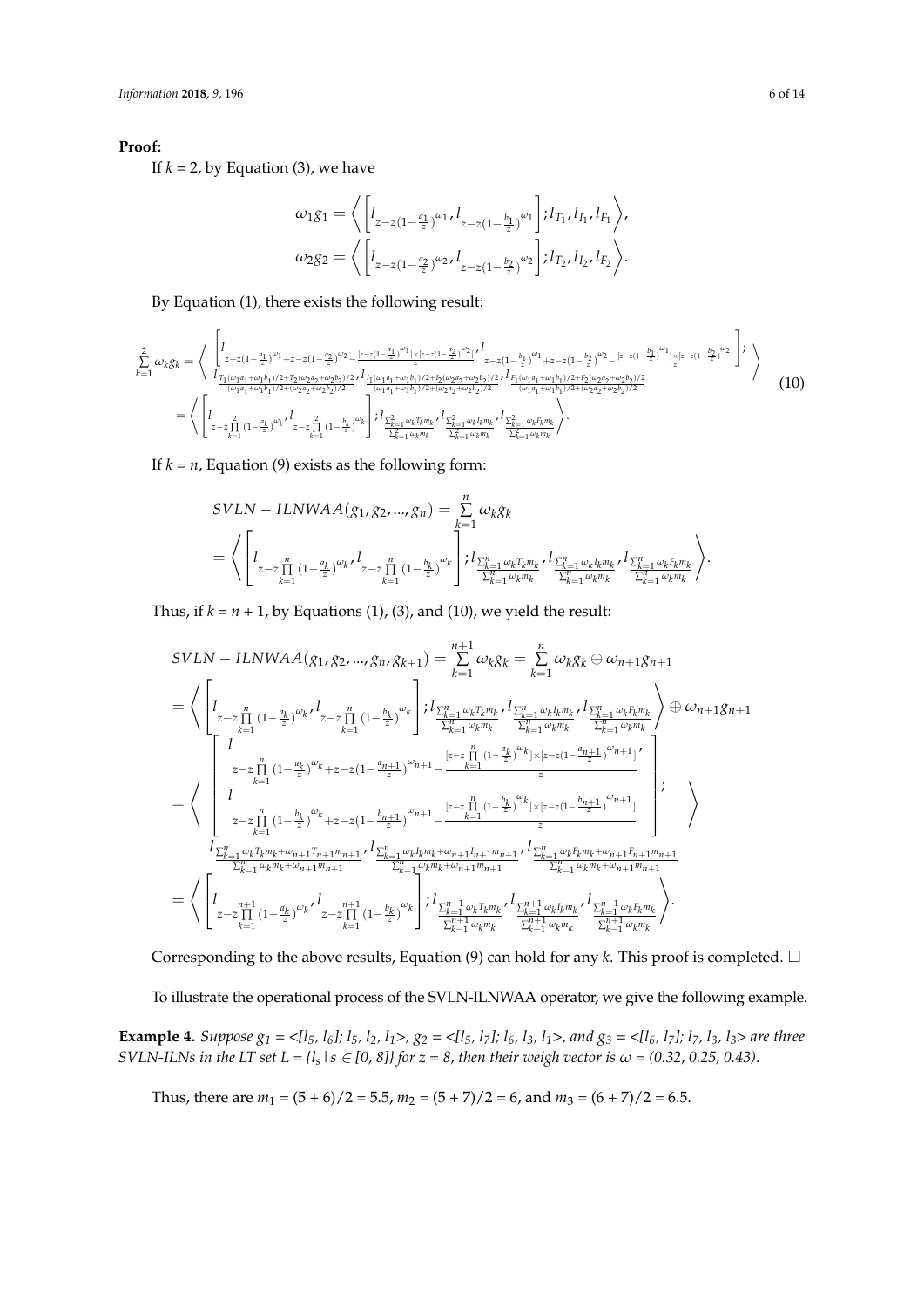**Proof:**

If $k = 2$, by Equation (3), we have

$$\omega_1 g_1 = \left\langle \left[ l_{z-z(1-\frac{a_1}{z})^{\omega_1}}, l_{z-z(1-\frac{b_1}{z})^{\omega_1}} \right]; l_{T_1}, l_{I_1}, l_{F_1} \right\rangle,$$

$$\omega_2 g_2 = \left\langle \left[ l_{z-z(1-\frac{a_2}{z})^{\omega_2}}, l_{z-z(1-\frac{b_2}{z})^{\omega_2}} \right]; l_{T_2}, l_{I_2}, l_{F_2} \right\rangle.$$

By Equation (1), there exists the following result:

$$\begin{aligned}\sum_{k=1}^{2} \omega_k g_k &= \left\langle \begin{array}{l} \left[ l_{z-z(1-\frac{a_1}{z})^{\omega_1}+z-z(1-\frac{a_2}{z})^{\omega_2}-\frac{|z-z(1-\frac{a_1}{z})^{\omega_1}|\times|z-z(1-\frac{a_2}{z})^{\omega_2}|}{z}}, l_{z-z(1-\frac{b_1}{z})^{\omega_1}+z-z(1-\frac{b_2}{z})^{\omega_2}-\frac{|z-z(1-\frac{b_1}{z})^{\omega_1}|\times|z-z(1-\frac{b_2}{z})^{\omega_2}|}{z}} \right]; \\ l_{\frac{T_1(\omega_1 a_1+\omega_1 b_1)/2+T_2(\omega_2 a_2+\omega_2 b_2)/2}{(\omega_1 a_1+\omega_1 b_1)/2+(\omega_2 a_2+\omega_2 b_2)/2}}, l_{\frac{I_1(\omega_1 a_1+\omega_1 b_1)/2+I_2(\omega_2 a_2+\omega_2 b_2)/2}{(\omega_1 a_1+\omega_1 b_1)/2+(\omega_2 a_2+\omega_2 b_2)/2}}, l_{\frac{F_1(\omega_1 a_1+\omega_1 b_1)/2+F_2(\omega_2 a_2+\omega_2 b_2)/2}{(\omega_1 a_1+\omega_1 b_1)/2+(\omega_2 a_2+\omega_2 b_2)/2}} \end{array} \right\rangle \\ &= \left\langle \left[ l_{z-z\prod_{k=1}^{2}(1-\frac{a_k}{z})^{\omega_k}}, l_{z-z\prod_{k=1}^{2}(1-\frac{b_k}{z})^{\omega_k}} \right]; l_{\frac{\sum_{k=1}^{2}\omega_k T_k m_k}{\sum_{k=1}^{2}\omega_k m_k}}, l_{\frac{\sum_{k=1}^{2}\omega_k I_k m_k}{\sum_{k=1}^{2}\omega_k m_k}}, l_{\frac{\sum_{k=1}^{2}\omega_k F_k m_k}{\sum_{k=1}^{2}\omega_k m_k}} \right\rangle.\end{aligned} \tag{10}$$

If $k = n$, Equation (9) exists as the following form:

$$\begin{aligned}& SVLN-ILNWAA(g_1, g_2, \ldots, g_n) = \sum_{k=1}^{n} \omega_k g_k \\ &= \left\langle \left[ l_{z-z\prod_{k=1}^{n}(1-\frac{a_k}{z})^{\omega_k}}, l_{z-z\prod_{k=1}^{n}(1-\frac{b_k}{z})^{\omega_k}} \right]; l_{\frac{\sum_{k=1}^{n}\omega_k T_k m_k}{\sum_{k=1}^{n}\omega_k m_k}}, l_{\frac{\sum_{k=1}^{n}\omega_k I_k m_k}{\sum_{k=1}^{n}\omega_k m_k}}, l_{\frac{\sum_{k=1}^{n}\omega_k F_k m_k}{\sum_{k=1}^{n}\omega_k m_k}} \right\rangle.\end{aligned}$$

Thus, if $k = n + 1$, by Equations (1), (3), and (10), we yield the result:

$$\begin{aligned}& SVLN-ILNWAA(g_1, g_2, \ldots, g_n, g_{k+1}) = \sum_{k=1}^{n+1} \omega_k g_k = \sum_{k=1}^{n} \omega_k g_k \oplus \omega_{n+1} g_{n+1} \\ &= \left\langle \left[ l_{z-z\prod_{k=1}^{n}(1-\frac{a_k}{z})^{\omega_k}}, l_{z-z\prod_{k=1}^{n}(1-\frac{b_k}{z})^{\omega_k}} \right]; l_{\frac{\sum_{k=1}^{n}\omega_k T_k m_k}{\sum_{k=1}^{n}\omega_k m_k}}, l_{\frac{\sum_{k=1}^{n}\omega_k I_k m_k}{\sum_{k=1}^{n}\omega_k m_k}}, l_{\frac{\sum_{k=1}^{n}\omega_k F_k m_k}{\sum_{k=1}^{n}\omega_k m_k}} \right\rangle \oplus \omega_{n+1} g_{n+1} \\ &= \left\langle \begin{array}{l} \left[ \begin{array}{l} l_{z-z\prod_{k=1}^{n}(1-\frac{a_k}{z})^{\omega_k}+z-z(1-\frac{a_{n+1}}{z})^{\omega_{n+1}}-\frac{[z-z\prod_{k=1}^{n}(1-\frac{a_k}{z})^{\omega_k}]\times[z-z(1-\frac{a_{n+1}}{z})^{\omega_{n+1}}]}{z}}, \\ l_{z-z\prod_{k=1}^{n}(1-\frac{b_k}{z})^{\omega_k}+z-z(1-\frac{b_{n+1}}{z})^{\omega_{n+1}}-\frac{[z-z\prod_{k=1}^{n}(1-\frac{b_k}{z})^{\omega_k}]\times[z-z(1-\frac{b_{n+1}}{z})^{\omega_{n+1}}]}{z}} \end{array} \right]; \\ l_{\frac{\sum_{k=1}^{n}\omega_k T_k m_k+\omega_{n+1}T_{n+1}m_{n+1}}{\sum_{k=1}^{n}\omega_k m_k+\omega_{n+1}m_{n+1}}}, l_{\frac{\sum_{k=1}^{n}\omega_k I_k m_k+\omega_{n+1}I_{n+1}m_{n+1}}{\sum_{k=1}^{n}\omega_k m_k+\omega_{n+1}m_{n+1}}}, l_{\frac{\sum_{k=1}^{n}\omega_k F_k m_k+\omega_{n+1}F_{n+1}m_{n+1}}{\sum_{k=1}^{n}\omega_k m_k+\omega_{n+1}m_{n+1}}} \end{array} \right\rangle \\ &= \left\langle \left[ l_{z-z\prod_{k=1}^{n+1}(1-\frac{a_k}{z})^{\omega_k}}, l_{z-z\prod_{k=1}^{n+1}(1-\frac{b_k}{z})^{\omega_k}} \right]; l_{\frac{\sum_{k=1}^{n+1}\omega_k T_k m_k}{\sum_{k=1}^{n+1}\omega_k m_k}}, l_{\frac{\sum_{k=1}^{n+1}\omega_k I_k m_k}{\sum_{k=1}^{n+1}\omega_k m_k}}, l_{\frac{\sum_{k=1}^{n+1}\omega_k F_k m_k}{\sum_{k=1}^{n+1}\omega_k m_k}} \right\rangle.\end{aligned}$$

Corresponding to the above results, Equation (9) can hold for any $k$. This proof is completed. □

To illustrate the operational process of the SVLN-ILNWAA operator, we give the following example.

**Example 4.** *Suppose $g_1 = <[l_5, l_6]; l_5, l_2, l_1>$, $g_2 = <[l_5, l_7]; l_6, l_3, l_1>$, and $g_3 = <[l_6, l_7]; l_7, l_3, l_3>$ are three SVLN-ILNs in the LT set $L = \{l_s \mid s \in [0, 8]\}$ for $z = 8$, then their weigh vector is $\omega = (0.32, 0.25, 0.43)$.*

Thus, there are $m_1 = (5 + 6)/2 = 5.5$, $m_2 = (5 + 7)/2 = 6$, and $m_3 = (6 + 7)/2 = 6.5$.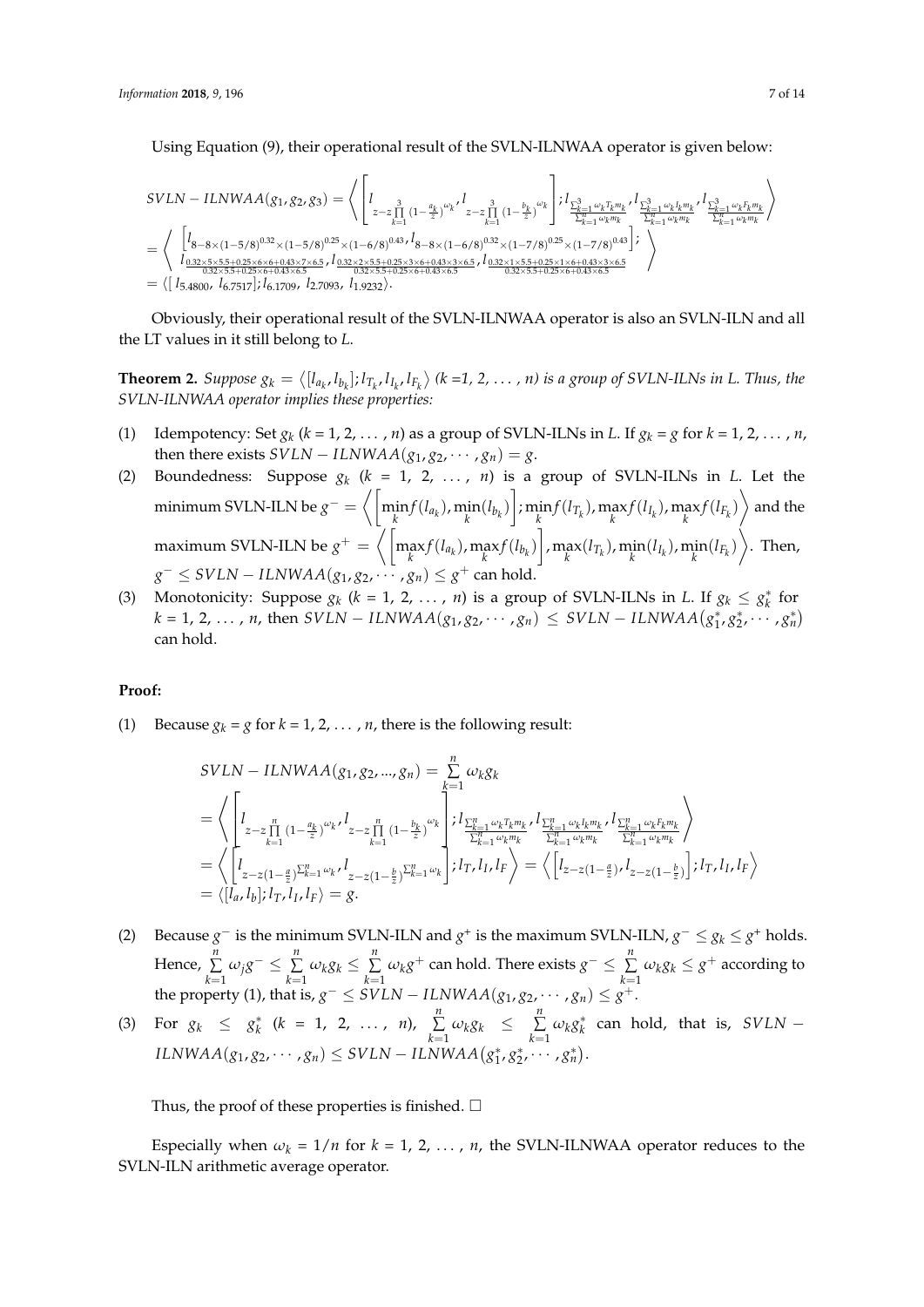Using Equation (9), their operational result of the SVLN-ILNWAA operator is given below:

$$
\begin{aligned}
SVLN-ILNWAA(g_1,g_2,g_3) &= \left\langle \left[ l_{z-z\prod\limits_{k=1}^{3}(1-\frac{a_k}{z})^{\omega_k}}, l_{z-z\prod\limits_{k=1}^{3}(1-\frac{b_k}{z})^{\omega_k}} \right]; l_{\frac{\sum_{k=1}^{3}\omega_k T_k m_k}{\sum_{k=1}^{n}\omega_k m_k}}, l_{\frac{\sum_{k=1}^{3}\omega_k I_k m_k}{\sum_{k=1}^{n}\omega_k m_k}}, l_{\frac{\sum_{k=1}^{3}\omega_k F_k m_k}{\sum_{k=1}^{n}\omega_k m_k}} \right\rangle \\
&= \left\langle \begin{array}{l} \left[ l_{8-8\times(1-5/8)^{0.32}\times(1-5/8)^{0.25}\times(1-6/8)^{0.43}}, l_{8-8\times(1-6/8)^{0.32}\times(1-7/8)^{0.25}\times(1-7/8)^{0.43}} \right]; \\ l_{\frac{0.32\times5\times5.5+0.25\times6\times6+0.43\times7\times6.5}{0.32\times5.5+0.25\times6+0.43\times6.5}}, l_{\frac{0.32\times2\times5.5+0.25\times3\times6+0.43\times3\times6.5}{0.32\times5.5+0.25\times6+0.43\times6.5}}, l_{\frac{0.32\times1\times5.5+0.25\times1\times6+0.43\times3\times6.5}{0.32\times5.5+0.25\times6+0.43\times6.5}} \end{array} \right\rangle \\
&= \langle [l_{5.4800}, l_{6.7517}]; l_{6.1709}, l_{2.7093}, l_{1.9232} \rangle.
\end{aligned}
$$

Obviously, their operational result of the SVLN-ILNWAA operator is also an SVLN-ILN and all the LT values in it still belong to $L$.

**Theorem 2.** *Suppose $g_k = \langle [l_{a_k}, l_{b_k}]; l_{T_k}, l_{I_k}, l_{F_k} \rangle$ (k =1, 2, ..., n) is a group of SVLN-ILNs in L. Thus, the SVLN-ILNWAA operator implies these properties:*

(1) Idempotency: Set $g_k$ ($k$ = 1, 2, ..., $n$) as a group of SVLN-ILNs in $L$. If $g_k = g$ for $k$ = 1, 2, ..., $n$, then there exists $SVLN-ILNWAA(g_1, g_2, \cdots, g_n) = g$.

(2) Boundedness: Suppose $g_k$ ($k$ = 1, 2, ..., $n$) is a group of SVLN-ILNs in $L$. Let the minimum SVLN-ILN be $g^- = \left\langle \left[ \min\limits_k f(l_{a_k}), \min\limits_k (l_{b_k}) \right]; \min\limits_k f(l_{T_k}), \max\limits_k f(l_{I_k}), \max\limits_k f(l_{F_k}) \right\rangle$ and the maximum SVLN-ILN be $g^+ = \left\langle \left[ \max\limits_k f(l_{a_k}), \max\limits_k f(l_{b_k}) \right], \max\limits_k (l_{T_k}), \min\limits_k (l_{I_k}), \min\limits_k (l_{F_k}) \right\rangle$. Then, $g^- \le SVLN-ILNWAA(g_1, g_2, \cdots, g_n) \le g^+$ can hold.

(3) Monotonicity: Suppose $g_k$ ($k$ = 1, 2, ..., $n$) is a group of SVLN-ILNs in $L$. If $g_k \le g_k^*$ for $k$ = 1, 2, ..., $n$, then $SVLN-ILNWAA(g_1, g_2, \cdots, g_n) \le SVLN-ILNWAA(g_1^*, g_2^*, \cdots, g_n^*)$ can hold.

**Proof:**

(1) Because $g_k = g$ for $k$ = 1, 2, ..., $n$, there is the following result:

$$
\begin{aligned}
& SVLN-ILNWAA(g_1, g_2, ..., g_n) = \sum_{k=1}^{n} \omega_k g_k \\
&= \left\langle \left[ l_{z-z\prod\limits_{k=1}^{n}(1-\frac{a_k}{z})^{\omega_k}}, l_{z-z\prod\limits_{k=1}^{n}(1-\frac{b_k}{z})^{\omega_k}} \right]; l_{\frac{\sum_{k=1}^{n}\omega_k T_k m_k}{\sum_{k=1}^{n}\omega_k m_k}}, l_{\frac{\sum_{k=1}^{n}\omega_k I_k m_k}{\sum_{k=1}^{n}\omega_k m_k}}, l_{\frac{\sum_{k=1}^{n}\omega_k F_k m_k}{\sum_{k=1}^{n}\omega_k m_k}} \right\rangle \\
&= \left\langle \left[ l_{z-z(1-\frac{a}{z})^{\sum_{k=1}^{n}\omega_k}}, l_{z-z(1-\frac{b}{z})^{\sum_{k=1}^{n}\omega_k}} \right]; l_T, l_I, l_F \right\rangle = \left\langle \left[ l_{z-z(1-\frac{a}{z})}, l_{z-z(1-\frac{b}{z})} \right]; l_T, l_I, l_F \right\rangle \\
&= \langle [l_a, l_b]; l_T, l_I, l_F \rangle = g.
\end{aligned}
$$

(2) Because $g^-$ is the minimum SVLN-ILN and $g^+$ is the maximum SVLN-ILN, $g^- \le g_k \le g^+$ holds. Hence, $\sum\limits_{k=1}^{n} \omega_j g^- \le \sum\limits_{k=1}^{n} \omega_k g_k \le \sum\limits_{k=1}^{n} \omega_k g^+$ can hold. There exists $g^- \le \sum\limits_{k=1}^{n} \omega_k g_k \le g^+$ according to the property (1), that is, $g^- \le SVLN-ILNWAA(g_1, g_2, \cdots, g_n) \le g^+$.

(3) For $g_k \le g_k^*$ ($k$ = 1, 2, ..., $n$), $\sum\limits_{k=1}^{n} \omega_k g_k \le \sum\limits_{k=1}^{n} \omega_k g_k^*$ can hold, that is, $SVLN-ILNWAA(g_1, g_2, \cdots, g_n) \le SVLN-ILNWAA(g_1^*, g_2^*, \cdots, g_n^*)$.

Thus, the proof of these properties is finished. □

Especially when $\omega_k = 1/n$ for $k$ = 1, 2, ..., $n$, the SVLN-ILNWAA operator reduces to the SVLN-ILN arithmetic average operator.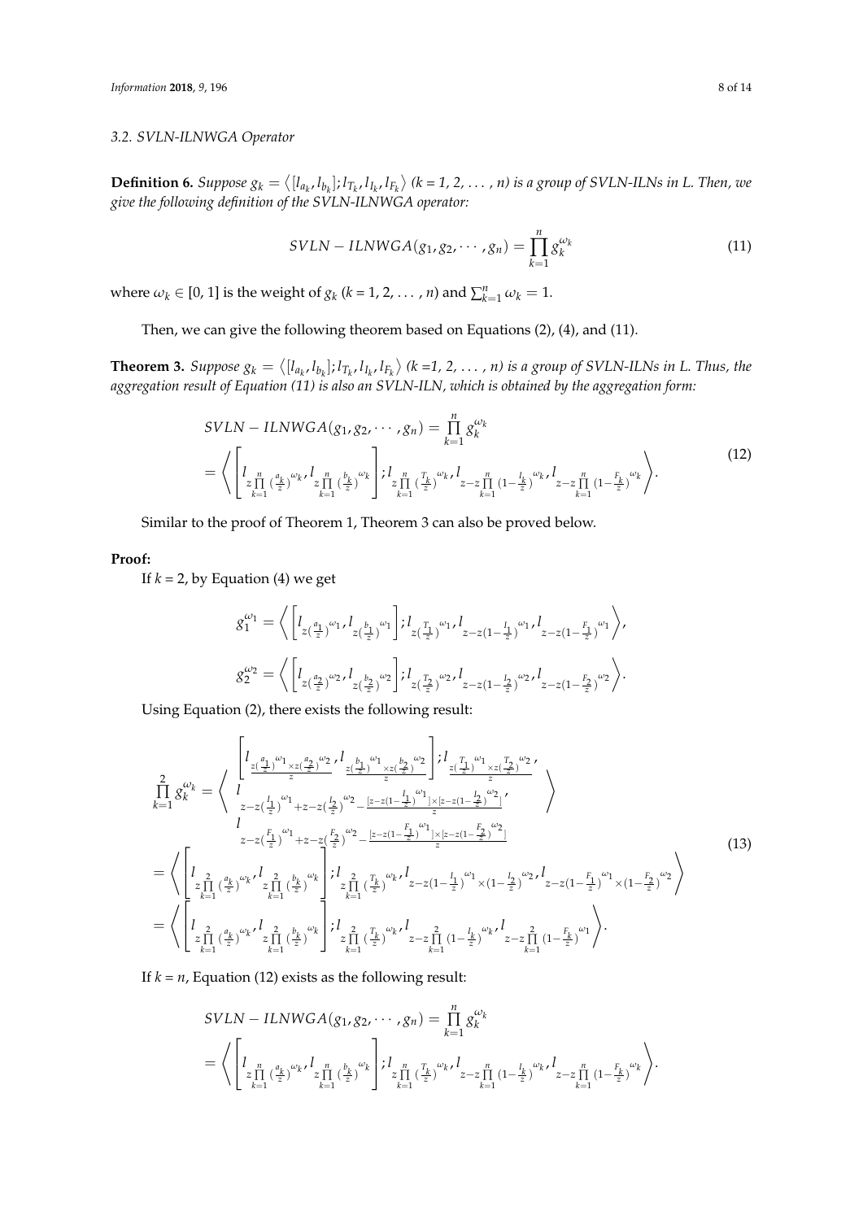### 3.2. SVLN-ILNWGA Operator

**Definition 6.** *Suppose $g_k = \left\langle [l_{a_k}, l_{b_k}]; l_{T_k}, l_{I_k}, l_{F_k} \right\rangle$ (k = 1, 2, ... , n) is a group of SVLN-ILNs in L. Then, we give the following definition of the SVLN-ILNWGA operator:*

$$SVLN - ILNWGA(g_1, g_2, \cdots, g_n) = \prod_{k=1}^{n} g_k^{\omega_k} \tag{11}$$

where $\omega_k \in [0, 1]$ is the weight of $g_k$ ($k$ = 1, 2, ... , $n$) and $\sum_{k=1}^{n} \omega_k = 1$.

Then, we can give the following theorem based on Equations (2), (4), and (11).

**Theorem 3.** *Suppose $g_k = \left\langle [l_{a_k}, l_{b_k}]; l_{T_k}, l_{I_k}, l_{F_k} \right\rangle$ (k =1, 2, ... , n) is a group of SVLN-ILNs in L. Thus, the aggregation result of Equation (11) is also an SVLN-ILN, which is obtained by the aggregation form:*

$$\begin{aligned} &SVLN - ILNWGA(g_1, g_2, \cdots, g_n) = \prod_{k=1}^{n} g_k^{\omega_k} \\ &= \left\langle \left[ l_{z\prod_{k=1}^{n}(\frac{a_k}{z})^{\omega_k}}, l_{z\prod_{k=1}^{n}(\frac{b_k}{z})^{\omega_k}} \right]; l_{z\prod_{k=1}^{n}(\frac{T_k}{z})^{\omega_k}}, l_{z-z\prod_{k=1}^{n}(1-\frac{I_k}{z})^{\omega_k}}, l_{z-z\prod_{k=1}^{n}(1-\frac{F_k}{z})^{\omega_k}} \right\rangle. \end{aligned} \tag{12}$$

Similar to the proof of Theorem 1, Theorem 3 can also be proved below.

**Proof:**

If $k$ = 2, by Equation (4) we get

$$g_1^{\omega_1} = \left\langle \left[ l_{z(\frac{a_1}{z})^{\omega_1}}, l_{z(\frac{b_1}{z})^{\omega_1}} \right]; l_{z(\frac{T_1}{z})^{\omega_1}}, l_{z-z(1-\frac{I_1}{z})^{\omega_1}}, l_{z-z(1-\frac{F_1}{z})^{\omega_1}} \right\rangle,$$

$$g_2^{\omega_2} = \left\langle \left[ l_{z(\frac{a_2}{z})^{\omega_2}}, l_{z(\frac{b_2}{z})^{\omega_2}} \right]; l_{z(\frac{T_2}{z})^{\omega_2}}, l_{z-z(1-\frac{I_2}{z})^{\omega_2}}, l_{z-z(1-\frac{F_2}{z})^{\omega_2}} \right\rangle.$$

Using Equation (2), there exists the following result:

$$\begin{aligned} \prod_{k=1}^{2} g_k^{\omega_k} &= \left\langle \begin{array}{l} \left[ l_{\frac{z(\frac{a_1}{z})^{\omega_1} \times z(\frac{a_2}{z})^{\omega_2}}{z}}, l_{\frac{z(\frac{b_1}{z})^{\omega_1} \times z(\frac{b_2}{z})^{\omega_2}}{z}} \right]; l_{\frac{z(\frac{T_1}{z})^{\omega_1} \times z(\frac{T_2}{z})^{\omega_2}}{z}}, \\ l_{z-z(\frac{I_1}{z})^{\omega_1} + z-z(\frac{I_2}{z})^{\omega_2} - \frac{[z-z(1-\frac{I_1}{z})^{\omega_1}] \times [z-z(1-\frac{I_2}{z})^{\omega_2}]}{z}}, \\ l_{z-z(\frac{F_1}{z})^{\omega_1} + z-z(\frac{F_2}{z})^{\omega_2} - \frac{[z-z(1-\frac{F_1}{z})^{\omega_1}] \times [z-z(1-\frac{F_2}{z})^{\omega_2}]}{z}} \end{array} \right\rangle \\ &= \left\langle \left[ l_{z\prod_{k=1}^{2}(\frac{a_k}{z})^{\omega_k}}, l_{z\prod_{k=1}^{2}(\frac{b_k}{z})^{\omega_k}} \right]; l_{z\prod_{k=1}^{2}(\frac{T_k}{z})^{\omega_k}}, l_{z-z(1-\frac{I_1}{z})^{\omega_1} \times (1-\frac{I_2}{z})^{\omega_2}}, l_{z-z(1-\frac{F_1}{z})^{\omega_1} \times (1-\frac{F_2}{z})^{\omega_2}} \right\rangle \\ &= \left\langle \left[ l_{z\prod_{k=1}^{2}(\frac{a_k}{z})^{\omega_k}}, l_{z\prod_{k=1}^{2}(\frac{b_k}{z})^{\omega_k}} \right]; l_{z\prod_{k=1}^{2}(\frac{T_k}{z})^{\omega_k}}, l_{z-z\prod_{k=1}^{2}(1-\frac{I_k}{z})^{\omega_k}}, l_{z-z\prod_{k=1}^{2}(1-\frac{F_k}{z})^{\omega_1}} \right\rangle. \end{aligned} \tag{13}$$

If $k = n$, Equation (12) exists as the following result:

$$\begin{aligned} &SVLN - ILNWGA(g_1, g_2, \cdots, g_n) = \prod_{k=1}^{n} g_k^{\omega_k} \\ &= \left\langle \left[ l_{z\prod_{k=1}^{n}(\frac{a_k}{z})^{\omega_k}}, l_{z\prod_{k=1}^{n}(\frac{b_k}{z})^{\omega_k}} \right]; l_{z\prod_{k=1}^{n}(\frac{T_k}{z})^{\omega_k}}, l_{z-z\prod_{k=1}^{n}(1-\frac{I_k}{z})^{\omega_k}}, l_{z-z\prod_{k=1}^{n}(1-\frac{F_k}{z})^{\omega_k}} \right\rangle. \end{aligned}$$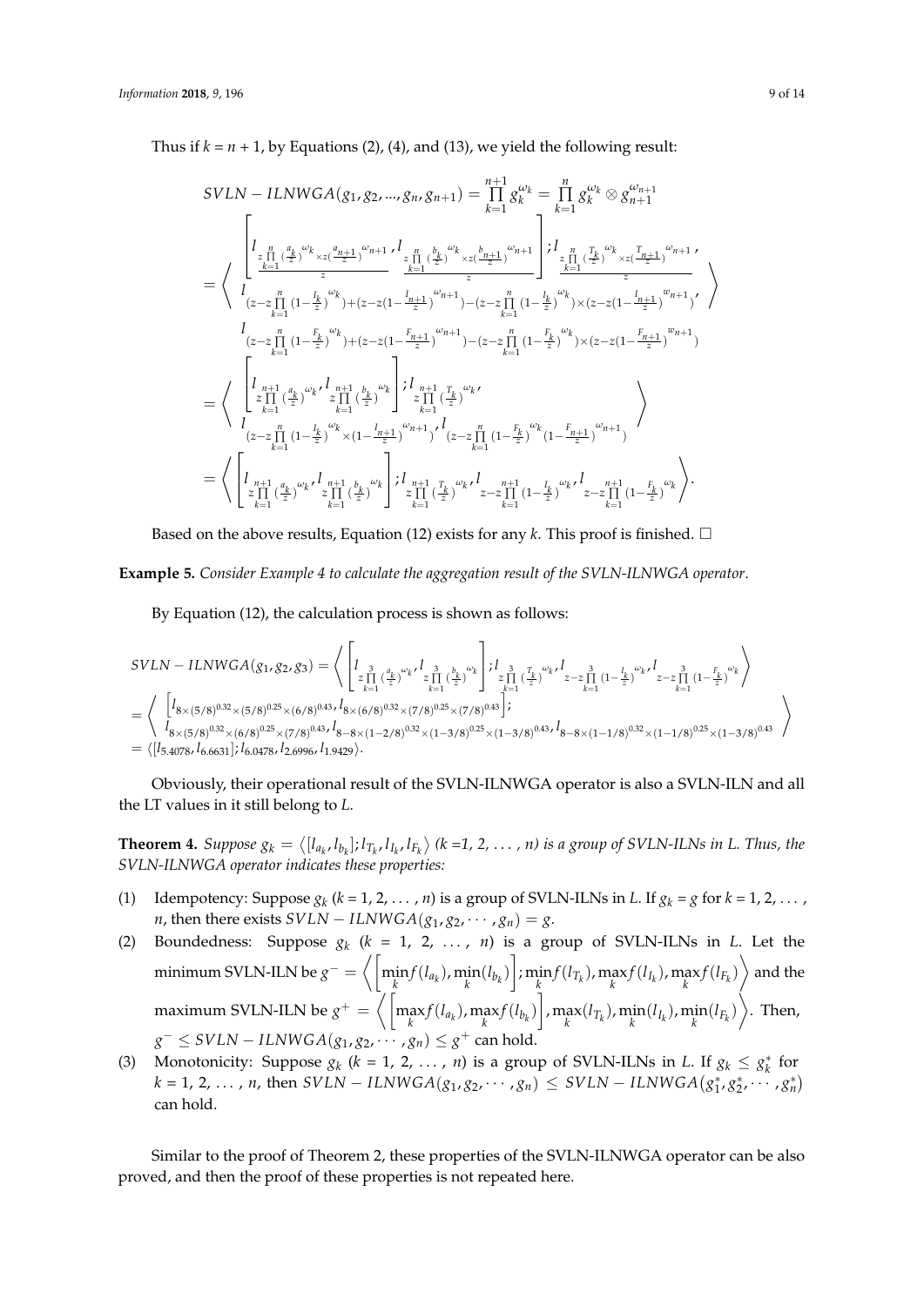Thus if $k = n + 1$, by Equations (2), (4), and (13), we yield the following result:

$$
\begin{aligned}
&SVLN-ILNWGA(g_1, g_2, \ldots, g_n, g_{n+1}) = \prod_{k=1}^{n+1} g_k^{\omega_k} = \prod_{k=1}^{n} g_k^{\omega_k} \otimes g_{n+1}^{\omega_{n+1}} \\
&= \left\langle \begin{array}{l} \left[ l_{\frac{z\prod_{k=1}^{n}\left(\frac{a_k}{z}\right)^{\omega_k} \times z\left(\frac{a_{n+1}}{z}\right)^{\omega_{n+1}}}{z}}, l_{\frac{z\prod_{k=1}^{n}\left(\frac{b_k}{z}\right)^{\omega_k} \times z\left(\frac{b_{n+1}}{z}\right)^{\omega_{n+1}}}{z}} \right]; l_{\frac{z\prod_{k=1}^{n}\left(\frac{T_k}{z}\right)^{\omega_k} \times z\left(\frac{T_{n+1}}{z}\right)^{\omega_{n+1}}}{z}}, \\
l_{\left(z - z\prod_{k=1}^{n}\left(1-\frac{I_k}{z}\right)^{\omega_k}\right) + \left(z - z\left(1-\frac{I_{n+1}}{z}\right)^{\omega_{n+1}}\right) - \left(z - z\prod_{k=1}^{n}\left(1-\frac{I_k}{z}\right)^{\omega_k}\right) \times \left(z - z\left(1-\frac{I_{n+1}}{z}\right)^{w_{n+1}}\right)}, \\
l_{\left(z - z\prod_{k=1}^{n}\left(1-\frac{F_k}{z}\right)^{\omega_k}\right) + \left(z - z\left(1-\frac{F_{n+1}}{z}\right)^{\omega_{n+1}}\right) - \left(z - z\prod_{k=1}^{n}\left(1-\frac{F_k}{z}\right)^{\omega_k}\right) \times \left(z - z\left(1-\frac{F_{n+1}}{z}\right)^{w_{n+1}}\right)} \end{array} \right\rangle \\
&= \left\langle \begin{array}{l} \left[ l_{z\prod_{k=1}^{n+1}\left(\frac{a_k}{z}\right)^{\omega_k}}, l_{z\prod_{k=1}^{n+1}\left(\frac{b_k}{z}\right)^{\omega_k}} \right]; l_{z\prod_{k=1}^{n+1}\left(\frac{T_k}{z}\right)^{\omega_k}}, \\
l_{\left(z - z\prod_{k=1}^{n}\left(1-\frac{I_k}{z}\right)^{\omega_k} \times \left(1-\frac{I_{n+1}}{z}\right)^{\omega_{n+1}}\right)}, l_{\left(z - z\prod_{k=1}^{n}\left(1-\frac{F_k}{z}\right)^{\omega_k}\left(1-\frac{F_{n+1}}{z}\right)^{\omega_{n+1}}\right)} \end{array} \right\rangle \\
&= \left\langle \left[ l_{z\prod_{k=1}^{n+1}\left(\frac{a_k}{z}\right)^{\omega_k}}, l_{z\prod_{k=1}^{n+1}\left(\frac{b_k}{z}\right)^{\omega_k}} \right]; l_{z\prod_{k=1}^{n+1}\left(\frac{T_k}{z}\right)^{\omega_k}}, l_{z - z\prod_{k=1}^{n+1}\left(1-\frac{I_k}{z}\right)^{\omega_k}}, l_{z - z\prod_{k=1}^{n+1}\left(1-\frac{F_k}{z}\right)^{\omega_k}} \right\rangle.
\end{aligned}
$$

Based on the above results, Equation (12) exists for any $k$. This proof is finished. □

**Example 5.** *Consider Example 4 to calculate the aggregation result of the SVLN-ILNWGA operator.*

By Equation (12), the calculation process is shown as follows:

$$
\begin{aligned}
&SVLN-ILNWGA(g_1, g_2, g_3) = \left\langle \left[ l_{z\prod_{k=1}^{3}\left(\frac{a_k}{z}\right)^{\omega_k}}, l_{z\prod_{k=1}^{3}\left(\frac{b_k}{z}\right)^{\omega_k}} \right]; l_{z\prod_{k=1}^{3}\left(\frac{T_k}{z}\right)^{\omega_k}}, l_{z - z\prod_{k=1}^{3}\left(1-\frac{I_k}{z}\right)^{\omega_k}}, l_{z - z\prod_{k=1}^{3}\left(1-\frac{F_k}{z}\right)^{\omega_k}} \right\rangle \\
&= \left\langle \begin{array}{l} \left[ l_{8\times(5/8)^{0.32}\times(5/8)^{0.25}\times(6/8)^{0.43}}, l_{8\times(6/8)^{0.32}\times(7/8)^{0.25}\times(7/8)^{0.43}} \right]; \\
l_{8\times(5/8)^{0.32}\times(6/8)^{0.25}\times(7/8)^{0.43}}, l_{8-8\times(1-2/8)^{0.32}\times(1-3/8)^{0.25}\times(1-3/8)^{0.43}}, l_{8-8\times(1-1/8)^{0.32}\times(1-1/8)^{0.25}\times(1-3/8)^{0.43}} \end{array} \right\rangle \\
&= \langle [l_{5.4078}, l_{6.6631}]; l_{6.0478}, l_{2.6996}, l_{1.9429} \rangle.
\end{aligned}
$$

Obviously, their operational result of the SVLN-ILNWGA operator is also a SVLN-ILN and all the LT values in it still belong to $L$.

**Theorem 4.** *Suppose $g_k = \langle [l_{a_k}, l_{b_k}]; l_{T_k}, l_{I_k}, l_{F_k} \rangle$ ($k$ =1, 2, ..., $n$) is a group of SVLN-ILNs in $L$. Thus, the SVLN-ILNWGA operator indicates these properties:*

(1) Idempotency: Suppose $g_k$ ($k$ = 1, 2, ..., $n$) is a group of SVLN-ILNs in $L$. If $g_k = g$ for $k$ = 1, 2, ..., $n$, then there exists $SVLN-ILNWGA(g_1, g_2, \cdots, g_n) = g$.

(2) Boundedness: Suppose $g_k$ ($k$ = 1, 2, ..., $n$) is a group of SVLN-ILNs in $L$. Let the minimum SVLN-ILN be $g^- = \left\langle \left[ \min\limits_k f(l_{a_k}), \min\limits_k (l_{b_k}) \right]; \min\limits_k f(l_{T_k}), \max\limits_k f(l_{I_k}), \max\limits_k f(l_{F_k}) \right\rangle$ and the maximum SVLN-ILN be $g^+ = \left\langle \left[ \max\limits_k f(l_{a_k}), \max\limits_k f(l_{b_k}) \right], \max\limits_k (l_{T_k}), \min\limits_k (l_{I_k}), \min\limits_k (l_{F_k}) \right\rangle$. Then, $g^- \leq SVLN-ILNWGA(g_1, g_2, \cdots, g_n) \leq g^+$ can hold.

(3) Monotonicity: Suppose $g_k$ ($k$ = 1, 2, ..., $n$) is a group of SVLN-ILNs in $L$. If $g_k \leq g_k^*$ for $k$ = 1, 2, ..., $n$, then $SVLN-ILNWGA(g_1, g_2, \cdots, g_n) \leq SVLN-ILNWGA(g_1^*, g_2^*, \cdots, g_n^*)$ can hold.

Similar to the proof of Theorem 2, these properties of the SVLN-ILNWGA operator can be also proved, and then the proof of these properties is not repeated here.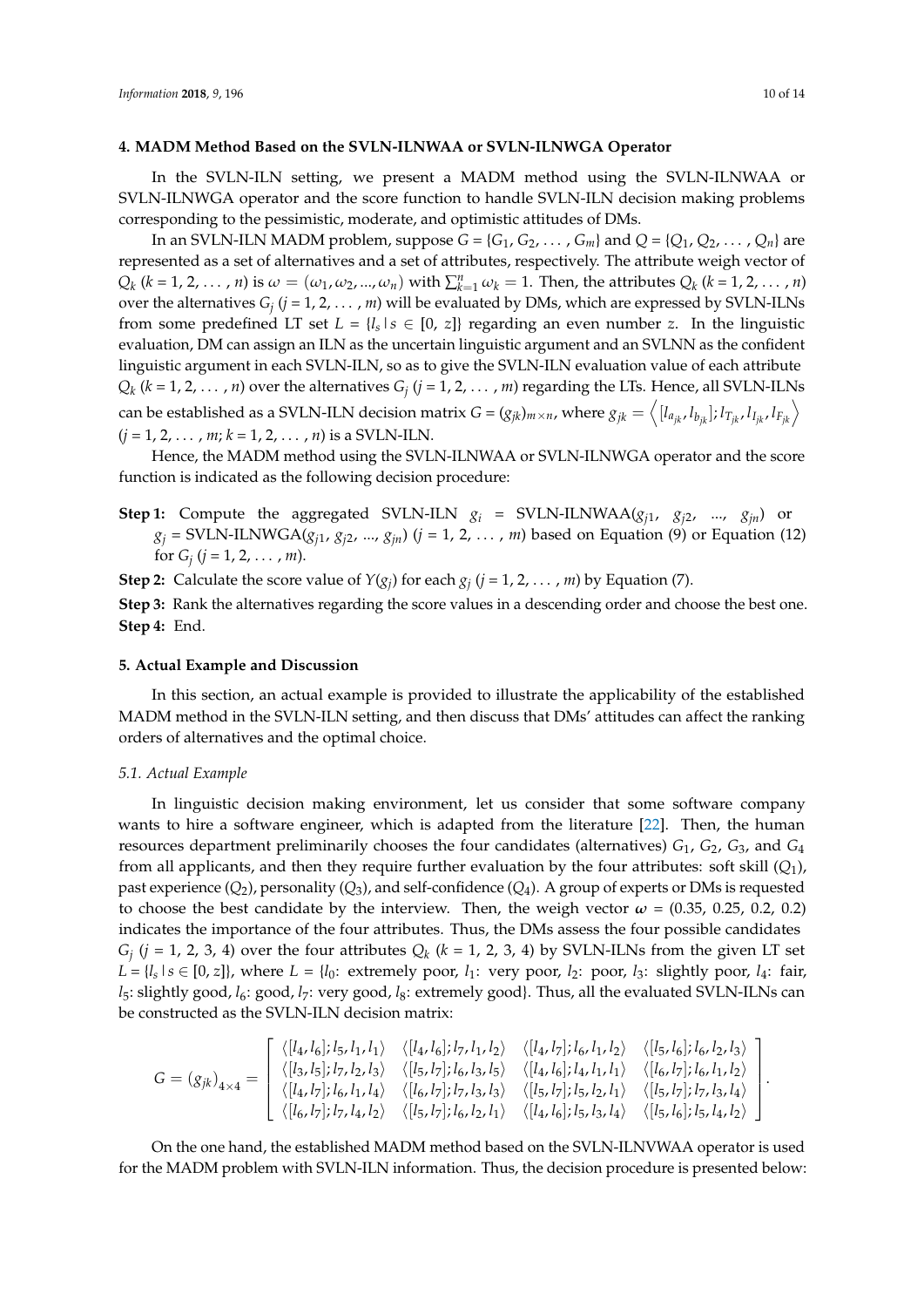## 4. MADM Method Based on the SVLN-ILNWAA or SVLN-ILNWGA Operator

In the SVLN-ILN setting, we present a MADM method using the SVLN-ILNWAA or SVLN-ILNWGA operator and the score function to handle SVLN-ILN decision making problems corresponding to the pessimistic, moderate, and optimistic attitudes of DMs.

In an SVLN-ILN MADM problem, suppose $G = \{G_1, G_2, \ldots, G_m\}$ and $Q = \{Q_1, Q_2, \ldots, Q_n\}$ are represented as a set of alternatives and a set of attributes, respectively. The attribute weigh vector of $Q_k$ ($k = 1, 2, \ldots, n$) is $\omega = (\omega_1, \omega_2, ..., \omega_n)$ with $\sum_{k=1}^{n} \omega_k = 1$. Then, the attributes $Q_k$ ($k = 1, 2, \ldots, n$) over the alternatives $G_j$ ($j = 1, 2, \ldots, m$) will be evaluated by DMs, which are expressed by SVLN-ILNs from some predefined LT set $L = \{l_s \mid s \in [0, z]\}$ regarding an even number $z$. In the linguistic evaluation, DM can assign an ILN as the uncertain linguistic argument and an SVLNN as the confident linguistic argument in each SVLN-ILN, so as to give the SVLN-ILN evaluation value of each attribute $Q_k$ ($k = 1, 2, \ldots, n$) over the alternatives $G_j$ ($j = 1, 2, \ldots, m$) regarding the LTs. Hence, all SVLN-ILNs can be established as a SVLN-ILN decision matrix $G = (g_{jk})_{m \times n}$, where $g_{jk} = \left\langle [l_{a_{jk}}, l_{b_{jk}}]; l_{T_{jk}}, l_{I_{jk}}, l_{F_{jk}} \right\rangle$ ($j = 1, 2, \ldots, m$; $k = 1, 2, \ldots, n$) is a SVLN-ILN.

Hence, the MADM method using the SVLN-ILNWAA or SVLN-ILNWGA operator and the score function is indicated as the following decision procedure:

**Step 1:** Compute the aggregated SVLN-ILN $g_i$ = SVLN-ILNWAA($g_{j1}$, $g_{j2}$, ..., $g_{jn}$) or $g_j$ = SVLN-ILNWGA($g_{j1}$, $g_{j2}$, ..., $g_{jn}$) ($j = 1, 2, \ldots, m$) based on Equation (9) or Equation (12) for $G_j$ ($j = 1, 2, \ldots, m$).

**Step 2:** Calculate the score value of $Y(g_j)$ for each $g_j$ ($j = 1, 2, \ldots, m$) by Equation (7).

**Step 3:** Rank the alternatives regarding the score values in a descending order and choose the best one.

**Step 4:** End.

## 5. Actual Example and Discussion

In this section, an actual example is provided to illustrate the applicability of the established MADM method in the SVLN-ILN setting, and then discuss that DMs' attitudes can affect the ranking orders of alternatives and the optimal choice.

### 5.1. Actual Example

In linguistic decision making environment, let us consider that some software company wants to hire a software engineer, which is adapted from the literature [22]. Then, the human resources department preliminarily chooses the four candidates (alternatives) $G_1$, $G_2$, $G_3$, and $G_4$ from all applicants, and then they require further evaluation by the four attributes: soft skill ($Q_1$), past experience ($Q_2$), personality ($Q_3$), and self-confidence ($Q_4$). A group of experts or DMs is requested to choose the best candidate by the interview. Then, the weigh vector $\boldsymbol{\omega}$ = (0.35, 0.25, 0.2, 0.2) indicates the importance of the four attributes. Thus, the DMs assess the four possible candidates $G_j$ ($j = 1, 2, 3, 4$) over the four attributes $Q_k$ ($k = 1, 2, 3, 4$) by SVLN-ILNs from the given LT set $L = \{l_s \mid s \in [0, z]\}$, where $L$ = {$l_0$: extremely poor, $l_1$: very poor, $l_2$: poor, $l_3$: slightly poor, $l_4$: fair, $l_5$: slightly good, $l_6$: good, $l_7$: very good, $l_8$: extremely good}. Thus, all the evaluated SVLN-ILNs can be constructed as the SVLN-ILN decision matrix:

$$G = (g_{jk})_{4 \times 4} = \begin{bmatrix} \langle [l_4, l_6]; l_5, l_1, l_1 \rangle & \langle [l_4, l_6]; l_7, l_1, l_2 \rangle & \langle [l_4, l_7]; l_6, l_1, l_2 \rangle & \langle [l_5, l_6]; l_6, l_2, l_3 \rangle \\ \langle [l_3, l_5]; l_7, l_2, l_3 \rangle & \langle [l_5, l_7]; l_6, l_3, l_5 \rangle & \langle [l_4, l_6]; l_4, l_1, l_1 \rangle & \langle [l_6, l_7]; l_6, l_1, l_2 \rangle \\ \langle [l_4, l_7]; l_6, l_1, l_4 \rangle & \langle [l_6, l_7]; l_7, l_3, l_3 \rangle & \langle [l_5, l_7]; l_5, l_2, l_1 \rangle & \langle [l_5, l_7]; l_7, l_3, l_4 \rangle \\ \langle [l_6, l_7]; l_7, l_4, l_2 \rangle & \langle [l_5, l_7]; l_6, l_2, l_1 \rangle & \langle [l_4, l_6]; l_5, l_3, l_4 \rangle & \langle [l_5, l_6]; l_5, l_4, l_2 \rangle \end{bmatrix}.$$

On the one hand, the established MADM method based on the SVLN-ILNVWAA operator is used for the MADM problem with SVLN-ILN information. Thus, the decision procedure is presented below: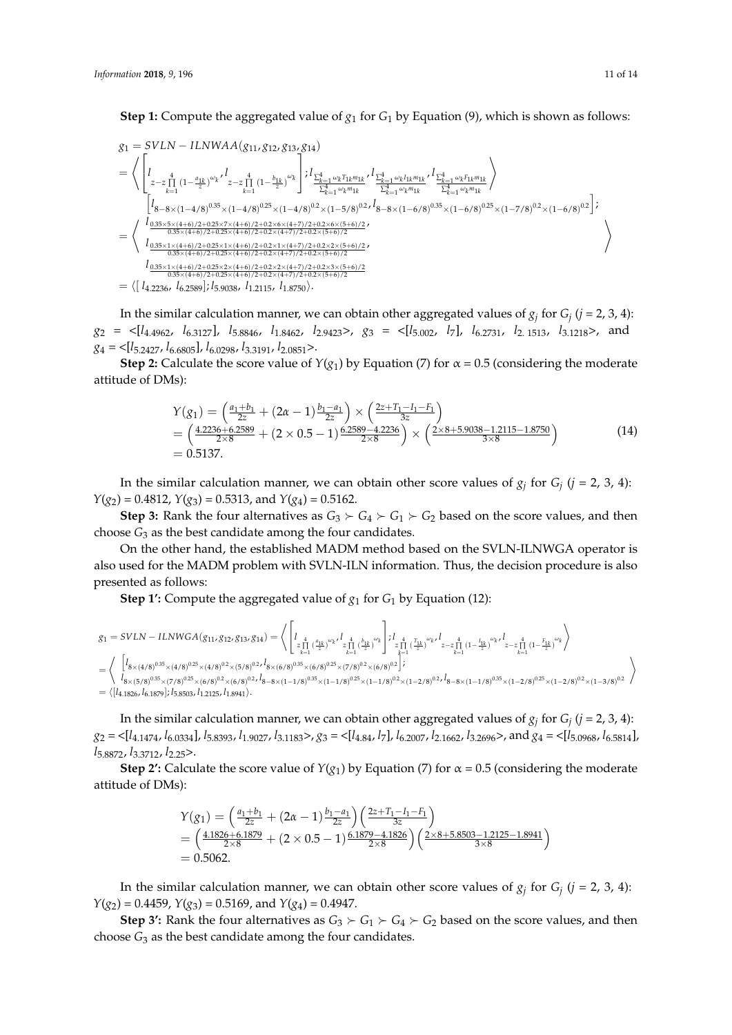**Step 1:** Compute the aggregated value of $g_1$ for $G_1$ by Equation (9), which is shown as follows:

$$
\begin{aligned}
g_1 &= SVLN-ILNWAA(g_{11}, g_{12}, g_{13}, g_{14}) \\
&= \left\langle \left[ l_{z-z\prod_{k=1}^{4}\left(1-\frac{a_{1k}}{z}\right)^{\omega_k}}, l_{z-z\prod_{k=1}^{4}\left(1-\frac{b_{1k}}{z}\right)^{\omega_k}} \right]; l_{\frac{\sum_{k=1}^{4}\omega_k T_{1k} m_{1k}}{\sum_{k=1}^{4}\omega_k m_{1k}}}, l_{\frac{\sum_{k=1}^{4}\omega_k I_{1k} m_{1k}}{\sum_{k=1}^{4}\omega_k m_{1k}}}, l_{\frac{\sum_{k=1}^{4}\omega_k F_{1k} m_{1k}}{\sum_{k=1}^{4}\omega_k m_{1k}}} \right\rangle \\
&= \left\langle \begin{array}{l} \left[ l_{8-8\times(1-4/8)^{0.35}\times(1-4/8)^{0.25}\times(1-4/8)^{0.2}\times(1-5/8)^{0.2}}, l_{8-8\times(1-6/8)^{0.35}\times(1-6/8)^{0.25}\times(1-7/8)^{0.2}\times(1-6/8)^{0.2}} \right]; \\ l_{\frac{0.35\times5\times(4+6)/2+0.25\times7\times(4+6)/2+0.2\times6\times(4+7)/2+0.2\times6\times(5+6)/2}{0.35\times(4+6)/2+0.25\times(4+6)/2+0.2\times(4+7)/2+0.2\times(5+6)/2}}, \\ l_{\frac{0.35\times1\times(4+6)/2+0.25\times1\times(4+6)/2+0.2\times1\times(4+7)/2+0.2\times2\times(5+6)/2}{0.35\times(4+6)/2+0.25\times(4+6)/2+0.2\times(4+7)/2+0.2\times(5+6)/2}}, \\ l_{\frac{0.35\times1\times(4+6)/2+0.25\times2\times(4+6)/2+0.2\times2\times(4+7)/2+0.2\times3\times(5+6)/2}{0.35\times(4+6)/2+0.25\times(4+6)/2+0.2\times(4+7)/2+0.2\times(5+6)/2}} \end{array} \right\rangle \\
&= \langle [\, l_{4.2236},\ l_{6.2589}]; l_{5.9038},\ l_{1.2115},\ l_{1.8750} \rangle.
\end{aligned}
$$

In the similar calculation manner, we can obtain other aggregated values of $g_j$ for $G_j$ ($j$ = 2, 3, 4): $g_2$ = <[$l_{4.4962}$, $l_{6.3127}$], $l_{5.8846}$, $l_{1.8462}$, $l_{2.9423}$>, $g_3$ = <[$l_{5.002}$, $l_7$], $l_{6.2731}$, $l_{2.1513}$, $l_{3.1218}$>, and $g_4$ = <[$l_{5.2427}$, $l_{6.6805}$], $l_{6.0298}$, $l_{3.3191}$, $l_{2.0851}$>.

**Step 2:** Calculate the score value of $Y(g_1)$ by Equation (7) for $\alpha$ = 0.5 (considering the moderate attitude of DMs):

$$
\begin{aligned}
Y(g_1) &= \left( \frac{a_1+b_1}{2z} + (2\alpha-1)\frac{b_1-a_1}{2z} \right) \times \left( \frac{2z+T_1-I_1-F_1}{3z} \right) \\
&= \left( \frac{4.2236+6.2589}{2\times8} + (2\times0.5-1)\frac{6.2589-4.2236}{2\times8} \right) \times \left( \frac{2\times8+5.9038-1.2115-1.8750}{3\times8} \right) \\
&= 0.5137.
\end{aligned} \tag{14}
$$

In the similar calculation manner, we can obtain other score values of $g_j$ for $G_j$ ($j$ = 2, 3, 4): $Y(g_2)$ = 0.4812, $Y(g_3)$ = 0.5313, and $Y(g_4)$ = 0.5162.

**Step 3:** Rank the four alternatives as $G_3 \succ G_4 \succ G_1 \succ G_2$ based on the score values, and then choose $G_3$ as the best candidate among the four candidates.

On the other hand, the established MADM method based on the SVLN-ILNWGA operator is also used for the MADM problem with SVLN-ILN information. Thus, the decision procedure is also presented as follows:

**Step 1':** Compute the aggregated value of $g_1$ for $G_1$ by Equation (12):

$$
\begin{aligned}
g_1 &= SVLN-ILNWGA(g_{11}, g_{12}, g_{13}, g_{14}) = \left\langle \left[ l_{z\prod_{k=1}^{4}\left(\frac{a_{1k}}{z}\right)^{\omega_k}}, l_{z\prod_{k=1}^{4}\left(\frac{b_{1k}}{z}\right)^{\omega_k}} \right]; l_{z\prod_{k=1}^{4}\left(\frac{T_{1k}}{z}\right)^{\omega_k}}, l_{z-z\prod_{k=1}^{4}\left(1-\frac{I_{1k}}{z}\right)^{\omega_k}}, l_{z-z\prod_{k=1}^{4}\left(1-\frac{F_{1k}}{z}\right)^{\omega_k}} \right\rangle \\
&= \left\langle \begin{array}{l} \left[ l_{8\times(4/8)^{0.35}\times(4/8)^{0.25}\times(4/8)^{0.2}\times(5/8)^{0.2}}, l_{8\times(6/8)^{0.35}\times(6/8)^{0.25}\times(7/8)^{0.2}\times(6/8)^{0.2}} \right]; \\ l_{8\times(5/8)^{0.35}\times(7/8)^{0.25}\times(6/8)^{0.2}\times(6/8)^{0.2}}, l_{8-8\times(1-1/8)^{0.35}\times(1-1/8)^{0.25}\times(1-1/8)^{0.2}\times(1-2/8)^{0.2}}, l_{8-8\times(1-1/8)^{0.35}\times(1-2/8)^{0.25}\times(1-2/8)^{0.2}\times(1-3/8)^{0.2}} \end{array} \right\rangle \\
&= \langle [l_{4.1826}, l_{6.1879}]; l_{5.8503}, l_{1.2125}, l_{1.8941} \rangle.
\end{aligned}
$$

In the similar calculation manner, we can obtain other aggregated values of $g_j$ for $G_j$ ($j$ = 2, 3, 4): $g_2$ = <[$l_{4.1474}$, $l_{6.0334}$], $l_{5.8393}$, $l_{1.9027}$, $l_{3.1183}$>, $g_3$ = <[$l_{4.84}$, $l_7$], $l_{6.2007}$, $l_{2.1662}$, $l_{3.2696}$>, and $g_4$ = <[$l_{5.0968}$, $l_{6.5814}$], $l_{5.8872}$, $l_{3.3712}$, $l_{2.25}$>.

**Step 2':** Calculate the score value of $Y(g_1)$ by Equation (7) for $\alpha$ = 0.5 (considering the moderate attitude of DMs):

$$
\begin{aligned}
Y(g_1) &= \left( \frac{a_1+b_1}{2z} + (2\alpha-1)\frac{b_1-a_1}{2z} \right) \left( \frac{2z+T_1-I_1-F_1}{3z} \right) \\
&= \left( \frac{4.1826+6.1879}{2\times8} + (2\times0.5-1)\frac{6.1879-4.1826}{2\times8} \right) \left( \frac{2\times8+5.8503-1.2125-1.8941}{3\times8} \right) \\
&= 0.5062.
\end{aligned}
$$

In the similar calculation manner, we can obtain other score values of $g_j$ for $G_j$ ($j$ = 2, 3, 4): $Y(g_2)$ = 0.4459, $Y(g_3)$ = 0.5169, and $Y(g_4)$ = 0.4947.

**Step 3':** Rank the four alternatives as $G_3 \succ G_1 \succ G_4 \succ G_2$ based on the score values, and then choose $G_3$ as the best candidate among the four candidates.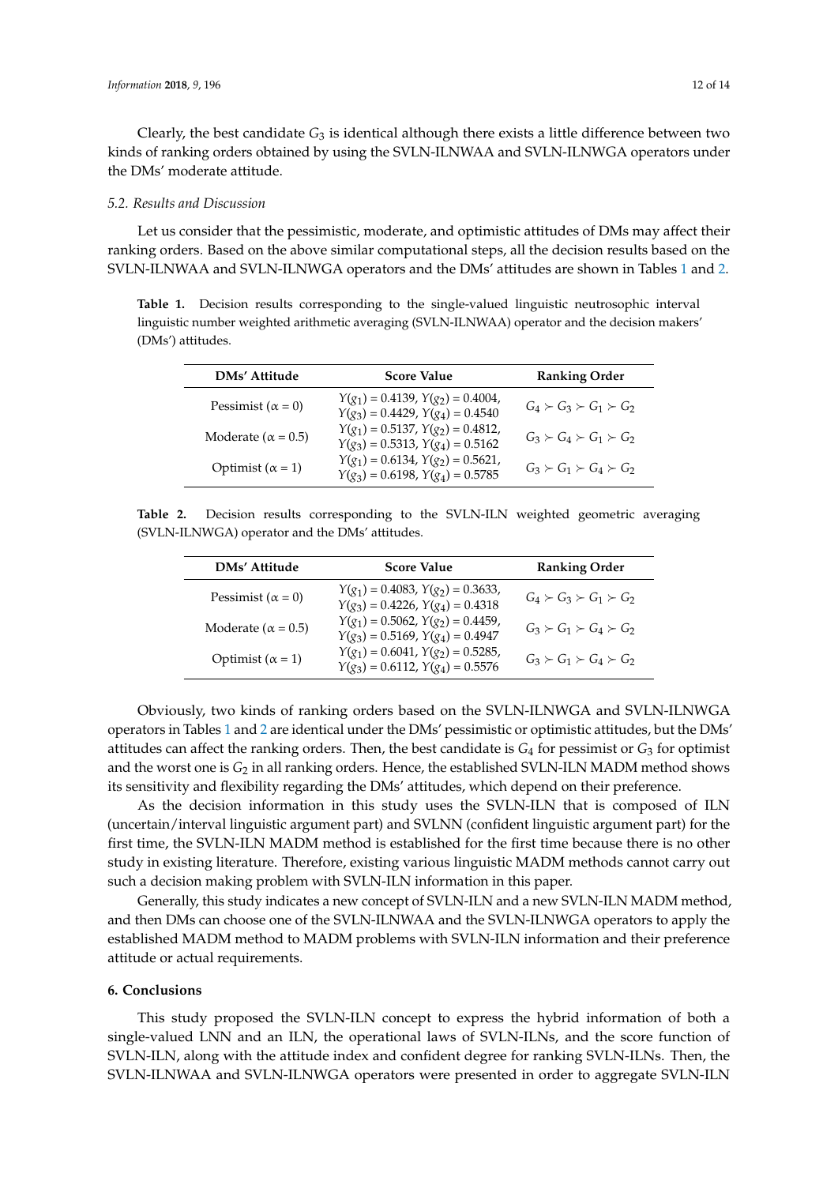Clearly, the best candidate $G_3$ is identical although there exists a little difference between two kinds of ranking orders obtained by using the SVLN-ILNWAA and SVLN-ILNWGA operators under the DMs' moderate attitude.

### *5.2. Results and Discussion*

Let us consider that the pessimistic, moderate, and optimistic attitudes of DMs may affect their ranking orders. Based on the above similar computational steps, all the decision results based on the SVLN-ILNWAA and SVLN-ILNWGA operators and the DMs' attitudes are shown in Tables 1 and 2.

**Table 1.** Decision results corresponding to the single-valued linguistic neutrosophic interval linguistic number weighted arithmetic averaging (SVLN-ILNWAA) operator and the decision makers' (DMs') attitudes.

| DMs' Attitude | Score Value | Ranking Order |
|---|---|---|
| Pessimist ($\alpha = 0$) | $Y(g_1) = 0.4139$, $Y(g_2) = 0.4004$, $Y(g_3) = 0.4429$, $Y(g_4) = 0.4540$ | $G_4 \succ G_3 \succ G_1 \succ G_2$ |
| Moderate ($\alpha = 0.5$) | $Y(g_1) = 0.5137$, $Y(g_2) = 0.4812$, $Y(g_3) = 0.5313$, $Y(g_4) = 0.5162$ | $G_3 \succ G_4 \succ G_1 \succ G_2$ |
| Optimist ($\alpha = 1$) | $Y(g_1) = 0.6134$, $Y(g_2) = 0.5621$, $Y(g_3) = 0.6198$, $Y(g_4) = 0.5785$ | $G_3 \succ G_1 \succ G_4 \succ G_2$ |

**Table 2.** Decision results corresponding to the SVLN-ILN weighted geometric averaging (SVLN-ILNWGA) operator and the DMs' attitudes.

| DMs' Attitude | Score Value | Ranking Order |
|---|---|---|
| Pessimist ($\alpha = 0$) | $Y(g_1) = 0.4083$, $Y(g_2) = 0.3633$, $Y(g_3) = 0.4226$, $Y(g_4) = 0.4318$ | $G_4 \succ G_3 \succ G_1 \succ G_2$ |
| Moderate ($\alpha = 0.5$) | $Y(g_1) = 0.5062$, $Y(g_2) = 0.4459$, $Y(g_3) = 0.5169$, $Y(g_4) = 0.4947$ | $G_3 \succ G_1 \succ G_4 \succ G_2$ |
| Optimist ($\alpha = 1$) | $Y(g_1) = 0.6041$, $Y(g_2) = 0.5285$, $Y(g_3) = 0.6112$, $Y(g_4) = 0.5576$ | $G_3 \succ G_1 \succ G_4 \succ G_2$ |

Obviously, two kinds of ranking orders based on the SVLN-ILNWGA and SVLN-ILNWGA operators in Tables 1 and 2 are identical under the DMs' pessimistic or optimistic attitudes, but the DMs' attitudes can affect the ranking orders. Then, the best candidate is $G_4$ for pessimist or $G_3$ for optimist and the worst one is $G_2$ in all ranking orders. Hence, the established SVLN-ILN MADM method shows its sensitivity and flexibility regarding the DMs' attitudes, which depend on their preference.

As the decision information in this study uses the SVLN-ILN that is composed of ILN (uncertain/interval linguistic argument part) and SVLNN (confident linguistic argument part) for the first time, the SVLN-ILN MADM method is established for the first time because there is no other study in existing literature. Therefore, existing various linguistic MADM methods cannot carry out such a decision making problem with SVLN-ILN information in this paper.

Generally, this study indicates a new concept of SVLN-ILN and a new SVLN-ILN MADM method, and then DMs can choose one of the SVLN-ILNWAA and the SVLN-ILNWGA operators to apply the established MADM method to MADM problems with SVLN-ILN information and their preference attitude or actual requirements.

## 6. Conclusions

This study proposed the SVLN-ILN concept to express the hybrid information of both a single-valued LNN and an ILN, the operational laws of SVLN-ILNs, and the score function of SVLN-ILN, along with the attitude index and confident degree for ranking SVLN-ILNs. Then, the SVLN-ILNWAA and SVLN-ILNWGA operators were presented in order to aggregate SVLN-ILN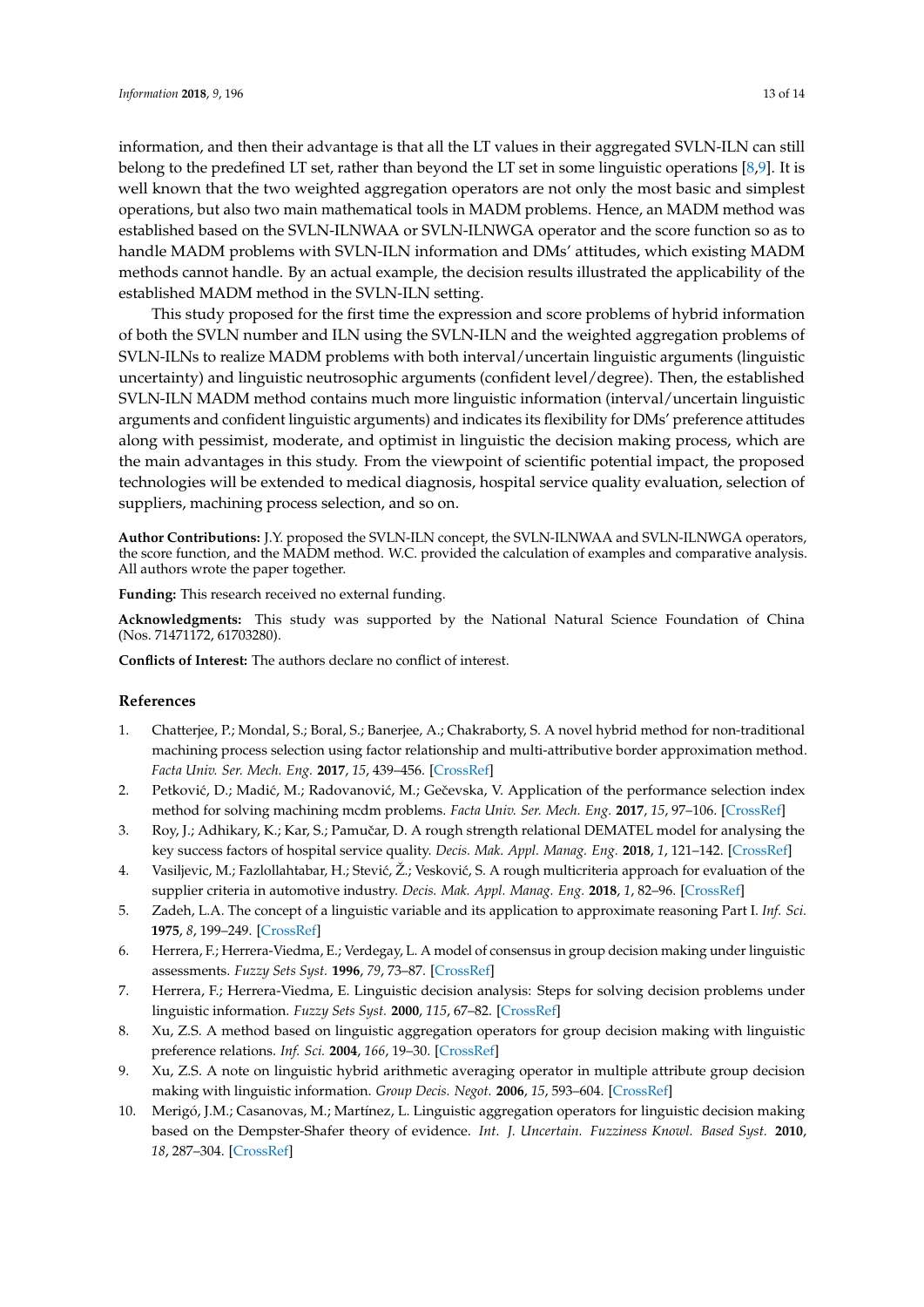information, and then their advantage is that all the LT values in their aggregated SVLN-ILN can still belong to the predefined LT set, rather than beyond the LT set in some linguistic operations [8,9]. It is well known that the two weighted aggregation operators are not only the most basic and simplest operations, but also two main mathematical tools in MADM problems. Hence, an MADM method was established based on the SVLN-ILNWAA or SVLN-ILNWGA operator and the score function so as to handle MADM problems with SVLN-ILN information and DMs' attitudes, which existing MADM methods cannot handle. By an actual example, the decision results illustrated the applicability of the established MADM method in the SVLN-ILN setting.

This study proposed for the first time the expression and score problems of hybrid information of both the SVLN number and ILN using the SVLN-ILN and the weighted aggregation problems of SVLN-ILNs to realize MADM problems with both interval/uncertain linguistic arguments (linguistic uncertainty) and linguistic neutrosophic arguments (confident level/degree). Then, the established SVLN-ILN MADM method contains much more linguistic information (interval/uncertain linguistic arguments and confident linguistic arguments) and indicates its flexibility for DMs' preference attitudes along with pessimist, moderate, and optimist in linguistic the decision making process, which are the main advantages in this study. From the viewpoint of scientific potential impact, the proposed technologies will be extended to medical diagnosis, hospital service quality evaluation, selection of suppliers, machining process selection, and so on.

**Author Contributions:** J.Y. proposed the SVLN-ILN concept, the SVLN-ILNWAA and SVLN-ILNWGA operators, the score function, and the MADM method. W.C. provided the calculation of examples and comparative analysis. All authors wrote the paper together.

**Funding:** This research received no external funding.

**Acknowledgments:** This study was supported by the National Natural Science Foundation of China (Nos. 71471172, 61703280).

**Conflicts of Interest:** The authors declare no conflict of interest.

## References

1. Chatterjee, P.; Mondal, S.; Boral, S.; Banerjee, A.; Chakraborty, S. A novel hybrid method for non-traditional machining process selection using factor relationship and multi-attributive border approximation method. *Facta Univ. Ser. Mech. Eng.* **2017**, *15*, 439–456. [CrossRef]
2. Petković, D.; Madić, M.; Radovanović, M.; Gečevska, V. Application of the performance selection index method for solving machining mcdm problems. *Facta Univ. Ser. Mech. Eng.* **2017**, *15*, 97–106. [CrossRef]
3. Roy, J.; Adhikary, K.; Kar, S.; Pamučar, D. A rough strength relational DEMATEL model for analysing the key success factors of hospital service quality. *Decis. Mak. Appl. Manag. Eng.* **2018**, *1*, 121–142. [CrossRef]
4. Vasiljevic, M.; Fazlollahtabar, H.; Stević, Ž.; Vesković, S. A rough multicriteria approach for evaluation of the supplier criteria in automotive industry. *Decis. Mak. Appl. Manag. Eng.* **2018**, *1*, 82–96. [CrossRef]
5. Zadeh, L.A. The concept of a linguistic variable and its application to approximate reasoning Part I. *Inf. Sci.* **1975**, *8*, 199–249. [CrossRef]
6. Herrera, F.; Herrera-Viedma, E.; Verdegay, L. A model of consensus in group decision making under linguistic assessments. *Fuzzy Sets Syst.* **1996**, *79*, 73–87. [CrossRef]
7. Herrera, F.; Herrera-Viedma, E. Linguistic decision analysis: Steps for solving decision problems under linguistic information. *Fuzzy Sets Syst.* **2000**, *115*, 67–82. [CrossRef]
8. Xu, Z.S. A method based on linguistic aggregation operators for group decision making with linguistic preference relations. *Inf. Sci.* **2004**, *166*, 19–30. [CrossRef]
9. Xu, Z.S. A note on linguistic hybrid arithmetic averaging operator in multiple attribute group decision making with linguistic information. *Group Decis. Negot.* **2006**, *15*, 593–604. [CrossRef]
10. Merigó, J.M.; Casanovas, M.; Martínez, L. Linguistic aggregation operators for linguistic decision making based on the Dempster-Shafer theory of evidence. *Int. J. Uncertain. Fuzziness Knowl. Based Syst.* **2010**, *18*, 287–304. [CrossRef]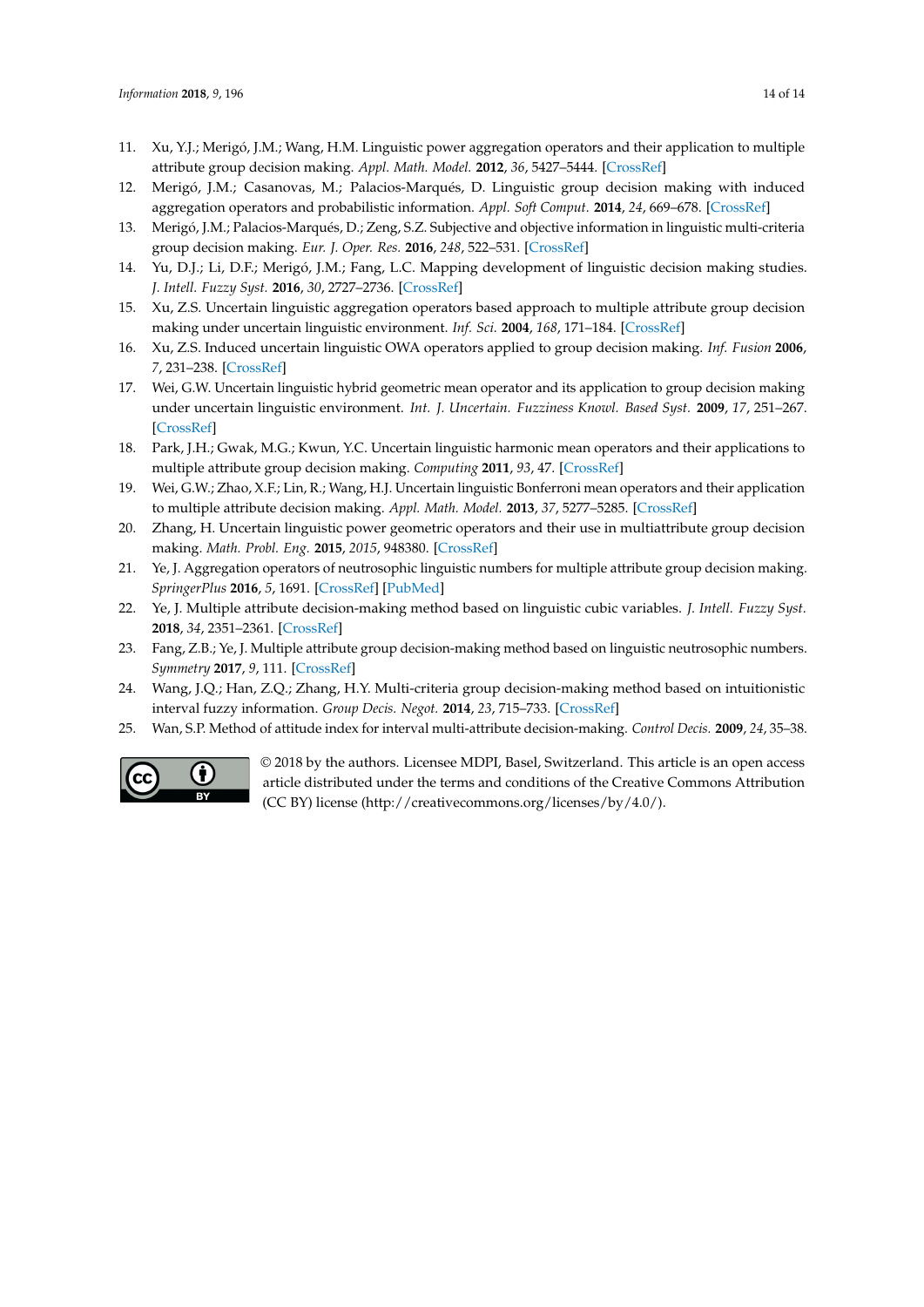11. Xu, Y.J.; Merigó, J.M.; Wang, H.M. Linguistic power aggregation operators and their application to multiple attribute group decision making. *Appl. Math. Model.* **2012**, *36*, 5427–5444. [CrossRef]
12. Merigó, J.M.; Casanovas, M.; Palacios-Marqués, D. Linguistic group decision making with induced aggregation operators and probabilistic information. *Appl. Soft Comput.* **2014**, *24*, 669–678. [CrossRef]
13. Merigó, J.M.; Palacios-Marqués, D.; Zeng, S.Z. Subjective and objective information in linguistic multi-criteria group decision making. *Eur. J. Oper. Res.* **2016**, *248*, 522–531. [CrossRef]
14. Yu, D.J.; Li, D.F.; Merigó, J.M.; Fang, L.C. Mapping development of linguistic decision making studies. *J. Intell. Fuzzy Syst.* **2016**, *30*, 2727–2736. [CrossRef]
15. Xu, Z.S. Uncertain linguistic aggregation operators based approach to multiple attribute group decision making under uncertain linguistic environment. *Inf. Sci.* **2004**, *168*, 171–184. [CrossRef]
16. Xu, Z.S. Induced uncertain linguistic OWA operators applied to group decision making. *Inf. Fusion* **2006**, *7*, 231–238. [CrossRef]
17. Wei, G.W. Uncertain linguistic hybrid geometric mean operator and its application to group decision making under uncertain linguistic environment. *Int. J. Uncertain. Fuzziness Knowl. Based Syst.* **2009**, *17*, 251–267. [CrossRef]
18. Park, J.H.; Gwak, M.G.; Kwun, Y.C. Uncertain linguistic harmonic mean operators and their applications to multiple attribute group decision making. *Computing* **2011**, *93*, 47. [CrossRef]
19. Wei, G.W.; Zhao, X.F.; Lin, R.; Wang, H.J. Uncertain linguistic Bonferroni mean operators and their application to multiple attribute decision making. *Appl. Math. Model.* **2013**, *37*, 5277–5285. [CrossRef]
20. Zhang, H. Uncertain linguistic power geometric operators and their use in multiattribute group decision making. *Math. Probl. Eng.* **2015**, *2015*, 948380. [CrossRef]
21. Ye, J. Aggregation operators of neutrosophic linguistic numbers for multiple attribute group decision making. *SpringerPlus* **2016**, *5*, 1691. [CrossRef] [PubMed]
22. Ye, J. Multiple attribute decision-making method based on linguistic cubic variables. *J. Intell. Fuzzy Syst.* **2018**, *34*, 2351–2361. [CrossRef]
23. Fang, Z.B.; Ye, J. Multiple attribute group decision-making method based on linguistic neutrosophic numbers. *Symmetry* **2017**, *9*, 111. [CrossRef]
24. Wang, J.Q.; Han, Z.Q.; Zhang, H.Y. Multi-criteria group decision-making method based on intuitionistic interval fuzzy information. *Group Decis. Negot.* **2014**, *23*, 715–733. [CrossRef]
25. Wan, S.P. Method of attitude index for interval multi-attribute decision-making. *Control Decis.* **2009**, *24*, 35–38.

© 2018 by the authors. Licensee MDPI, Basel, Switzerland. This article is an open access article distributed under the terms and conditions of the Creative Commons Attribution (CC BY) license (http://creativecommons.org/licenses/by/4.0/).